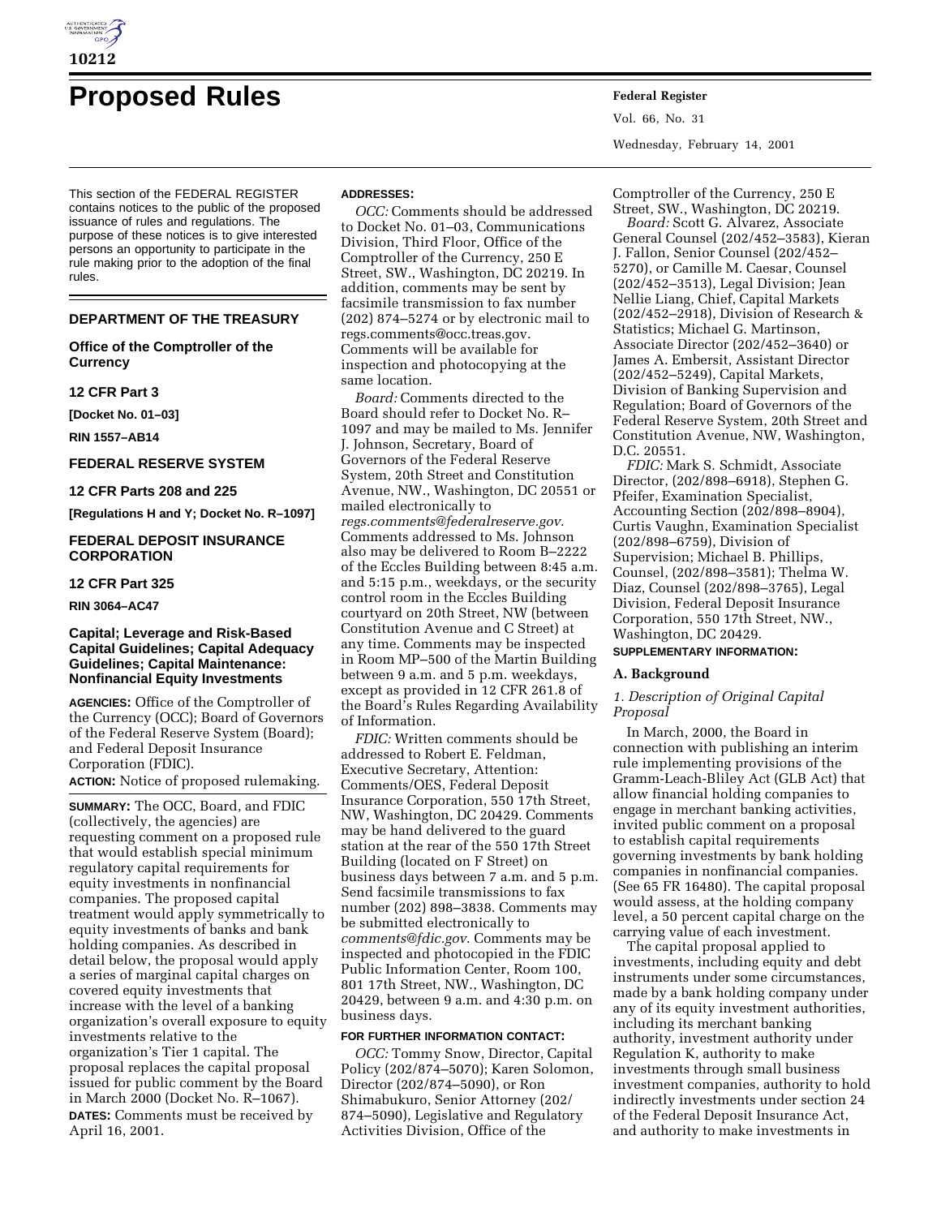# Proposed Rules

This section of the FEDERAL REGISTER contains notices to the public of the proposed issuance of rules and regulations. The purpose of these notices is to give interested persons an opportunity to participate in the rule making prior to the adoption of the final rules.

## DEPARTMENT OF THE TREASURY

### Office of the Comptroller of the Currency

### 12 CFR Part 3

**[Docket No. 01–03]**

**RIN 1557–AB14**

## FEDERAL RESERVE SYSTEM

### 12 CFR Parts 208 and 225

**[Regulations H and Y; Docket No. R–1097]**

## FEDERAL DEPOSIT INSURANCE CORPORATION

### 12 CFR Part 325

**RIN 3064–AC47**

### Capital; Leverage and Risk-Based Capital Guidelines; Capital Adequacy Guidelines; Capital Maintenance: Nonfinancial Equity Investments

**AGENCIES:** Office of the Comptroller of the Currency (OCC); Board of Governors of the Federal Reserve System (Board); and Federal Deposit Insurance Corporation (FDIC).

**ACTION:** Notice of proposed rulemaking.

**SUMMARY:** The OCC, Board, and FDIC (collectively, the agencies) are requesting comment on a proposed rule that would establish special minimum regulatory capital requirements for equity investments in nonfinancial companies. The proposed capital treatment would apply symmetrically to equity investments of banks and bank holding companies. As described in detail below, the proposal would apply a series of marginal capital charges on covered equity investments that increase with the level of a banking organization's overall exposure to equity investments relative to the organization's Tier 1 capital. The proposal replaces the capital proposal issued for public comment by the Board in March 2000 (Docket No. R–1067).

**DATES:** Comments must be received by April 16, 2001.

**ADDRESSES:**

*OCC:* Comments should be addressed to Docket No. 01–03, Communications Division, Third Floor, Office of the Comptroller of the Currency, 250 E Street, SW., Washington, DC 20219. In addition, comments may be sent by facsimile transmission to fax number (202) 874–5274 or by electronic mail to regs.comments@occ.treas.gov. Comments will be available for inspection and photocopying at the same location.

*Board:* Comments directed to the Board should refer to Docket No. R–1097 and may be mailed to Ms. Jennifer J. Johnson, Secretary, Board of Governors of the Federal Reserve System, 20th Street and Constitution Avenue, NW., Washington, DC 20551 or mailed electronically to *regs.comments@federalreserve.gov*. Comments addressed to Ms. Johnson also may be delivered to Room B–2222 of the Eccles Building between 8:45 a.m. and 5:15 p.m., weekdays, or the security control room in the Eccles Building courtyard on 20th Street, NW (between Constitution Avenue and C Street) at any time. Comments may be inspected in Room MP–500 of the Martin Building between 9 a.m. and 5 p.m. weekdays, except as provided in 12 CFR 261.8 of the Board's Rules Regarding Availability of Information.

*FDIC:* Written comments should be addressed to Robert E. Feldman, Executive Secretary, Attention: Comments/OES, Federal Deposit Insurance Corporation, 550 17th Street, NW, Washington, DC 20429. Comments may be hand delivered to the guard station at the rear of the 550 17th Street Building (located on F Street) on business days between 7 a.m. and 5 p.m. Send facsimile transmissions to fax number (202) 898–3838. Comments may be submitted electronically to *comments@fdic.gov*. Comments may be inspected and photocopied in the FDIC Public Information Center, Room 100, 801 17th Street, NW., Washington, DC 20429, between 9 a.m. and 4:30 p.m. on business days.

**FOR FURTHER INFORMATION CONTACT:**

*OCC:* Tommy Snow, Director, Capital Policy (202/874–5070); Karen Solomon, Director (202/874–5090), or Ron Shimabukuro, Senior Attorney (202/874–5090), Legislative and Regulatory Activities Division, Office of the Comptroller of the Currency, 250 E Street, SW., Washington, DC 20219.

*Board:* Scott G. Alvarez, Associate General Counsel (202/452–3583), Kieran J. Fallon, Senior Counsel (202/452–5270), or Camille M. Caesar, Counsel (202/452–3513), Legal Division; Jean Nellie Liang, Chief, Capital Markets (202/452–2918), Division of Research & Statistics; Michael G. Martinson, Associate Director (202/452–3640) or James A. Embersit, Assistant Director (202/452–5249), Capital Markets, Division of Banking Supervision and Regulation; Board of Governors of the Federal Reserve System, 20th Street and Constitution Avenue, NW, Washington, D.C. 20551.

*FDIC:* Mark S. Schmidt, Associate Director, (202/898–6918), Stephen G. Pfeifer, Examination Specialist, Accounting Section (202/898–8904), Curtis Vaughn, Examination Specialist (202/898–6759), Division of Supervision; Michael B. Phillips, Counsel, (202/898–3581); Thelma W. Diaz, Counsel (202/898–3765), Legal Division, Federal Deposit Insurance Corporation, 550 17th Street, NW., Washington, DC 20429.

**SUPPLEMENTARY INFORMATION:**

**A. Background**

*1. Description of Original Capital Proposal*

In March, 2000, the Board in connection with publishing an interim rule implementing provisions of the Gramm-Leach-Bliley Act (GLB Act) that allow financial holding companies to engage in merchant banking activities, invited public comment on a proposal to establish capital requirements governing investments by bank holding companies in nonfinancial companies. (See 65 FR 16480). The capital proposal would assess, at the holding company level, a 50 percent capital charge on the carrying value of each investment.

The capital proposal applied to investments, including equity and debt instruments under some circumstances, made by a bank holding company under any of its equity investment authorities, including its merchant banking authority, investment authority under Regulation K, authority to make investments through small business investment companies, authority to hold indirectly investments under section 24 of the Federal Deposit Insurance Act, and authority to make investments in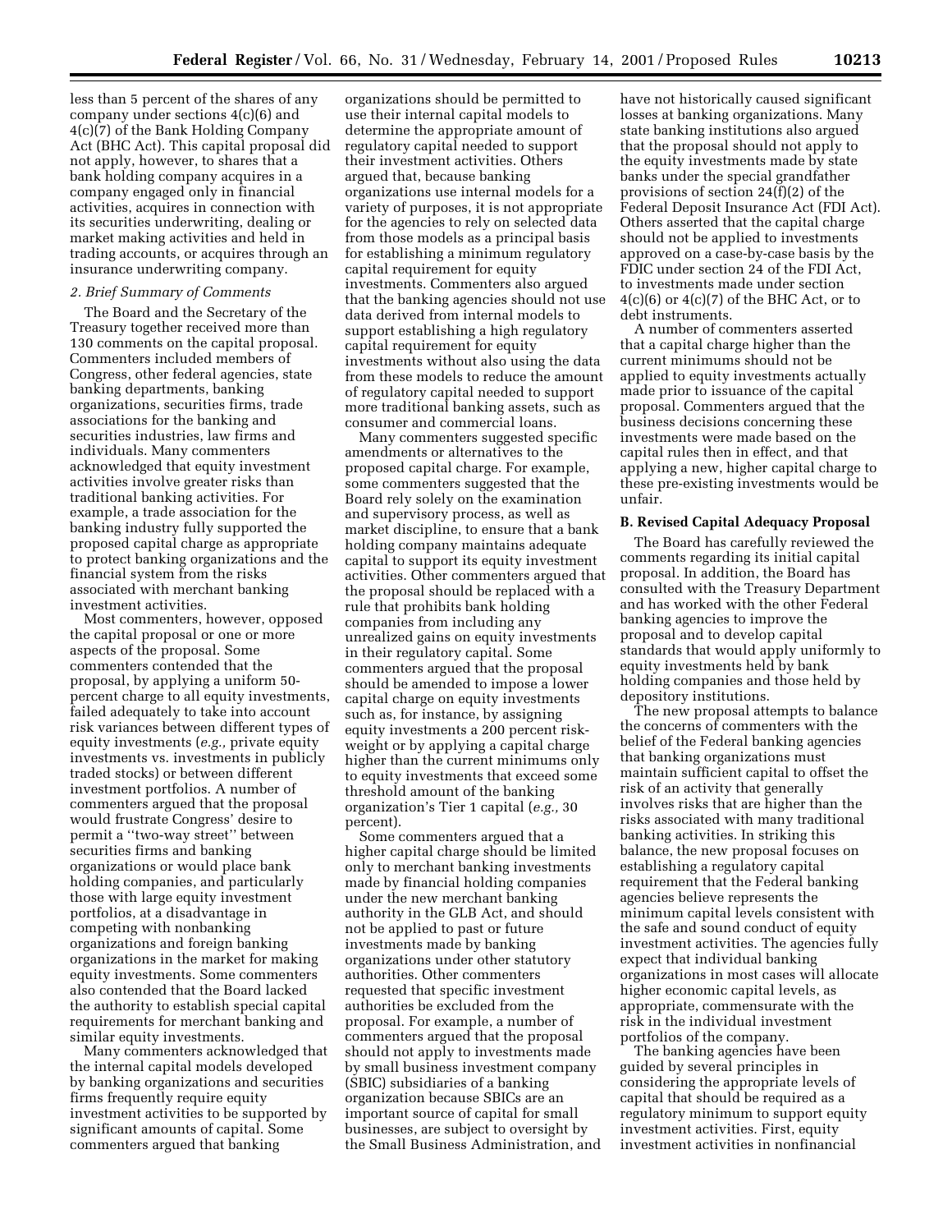less than 5 percent of the shares of any company under sections 4(c)(6) and 4(c)(7) of the Bank Holding Company Act (BHC Act). This capital proposal did not apply, however, to shares that a bank holding company acquires in a company engaged only in financial activities, acquires in connection with its securities underwriting, dealing or market making activities and held in trading accounts, or acquires through an insurance underwriting company.

### *2. Brief Summary of Comments*

The Board and the Secretary of the Treasury together received more than 130 comments on the capital proposal. Commenters included members of Congress, other federal agencies, state banking departments, banking organizations, securities firms, trade associations for the banking and securities industries, law firms and individuals. Many commenters acknowledged that equity investment activities involve greater risks than traditional banking activities. For example, a trade association for the banking industry fully supported the proposed capital charge as appropriate to protect banking organizations and the financial system from the risks associated with merchant banking investment activities.

Most commenters, however, opposed the capital proposal or one or more aspects of the proposal. Some commenters contended that the proposal, by applying a uniform 50-percent charge to all equity investments, failed adequately to take into account risk variances between different types of equity investments (*e.g.,* private equity investments vs. investments in publicly traded stocks) or between different investment portfolios. A number of commenters argued that the proposal would frustrate Congress' desire to permit a ''two-way street'' between securities firms and banking organizations or would place bank holding companies, and particularly those with large equity investment portfolios, at a disadvantage in competing with nonbanking organizations and foreign banking organizations in the market for making equity investments. Some commenters also contended that the Board lacked the authority to establish special capital requirements for merchant banking and similar equity investments.

Many commenters acknowledged that the internal capital models developed by banking organizations and securities firms frequently require equity investment activities to be supported by significant amounts of capital. Some commenters argued that banking organizations should be permitted to use their internal capital models to determine the appropriate amount of regulatory capital needed to support their investment activities. Others argued that, because banking organizations use internal models for a variety of purposes, it is not appropriate for the agencies to rely on selected data from those models as a principal basis for establishing a minimum regulatory capital requirement for equity investments. Commenters also argued that the banking agencies should not use data derived from internal models to support establishing a high regulatory capital requirement for equity investments without also using the data from these models to reduce the amount of regulatory capital needed to support more traditional banking assets, such as consumer and commercial loans.

Many commenters suggested specific amendments or alternatives to the proposed capital charge. For example, some commenters suggested that the Board rely solely on the examination and supervisory process, as well as market discipline, to ensure that a bank holding company maintains adequate capital to support its equity investment activities. Other commenters argued that the proposal should be replaced with a rule that prohibits bank holding companies from including any unrealized gains on equity investments in their regulatory capital. Some commenters argued that the proposal should be amended to impose a lower capital charge on equity investments such as, for instance, by assigning equity investments a 200 percent risk-weight or by applying a capital charge higher than the current minimums only to equity investments that exceed some threshold amount of the banking organization's Tier 1 capital (*e.g.,* 30 percent).

Some commenters argued that a higher capital charge should be limited only to merchant banking investments made by financial holding companies under the new merchant banking authority in the GLB Act, and should not be applied to past or future investments made by banking organizations under other statutory authorities. Other commenters requested that specific investment authorities be excluded from the proposal. For example, a number of commenters argued that the proposal should not apply to investments made by small business investment company (SBIC) subsidiaries of a banking organization because SBICs are an important source of capital for small businesses, are subject to oversight by the Small Business Administration, and have not historically caused significant losses at banking organizations. Many state banking institutions also argued that the proposal should not apply to the equity investments made by state banks under the special grandfather provisions of section 24(f)(2) of the Federal Deposit Insurance Act (FDI Act). Others asserted that the capital charge should not be applied to investments approved on a case-by-case basis by the FDIC under section 24 of the FDI Act, to investments made under section 4(c)(6) or 4(c)(7) of the BHC Act, or to debt instruments.

A number of commenters asserted that a capital charge higher than the current minimums should not be applied to equity investments actually made prior to issuance of the capital proposal. Commenters argued that the business decisions concerning these investments were made based on the capital rules then in effect, and that applying a new, higher capital charge to these pre-existing investments would be unfair.

### B. Revised Capital Adequacy Proposal

The Board has carefully reviewed the comments regarding its initial capital proposal. In addition, the Board has consulted with the Treasury Department and has worked with the other Federal banking agencies to improve the proposal and to develop capital standards that would apply uniformly to equity investments held by bank holding companies and those held by depository institutions.

The new proposal attempts to balance the concerns of commenters with the belief of the Federal banking agencies that banking organizations must maintain sufficient capital to offset the risk of an activity that generally involves risks that are higher than the risks associated with many traditional banking activities. In striking this balance, the new proposal focuses on establishing a regulatory capital requirement that the Federal banking agencies believe represents the minimum capital levels consistent with the safe and sound conduct of equity investment activities. The agencies fully expect that individual banking organizations in most cases will allocate higher economic capital levels, as appropriate, commensurate with the risk in the individual investment portfolios of the company.

The banking agencies have been guided by several principles in considering the appropriate levels of capital that should be required as a regulatory minimum to support equity investment activities. First, equity investment activities in nonfinancial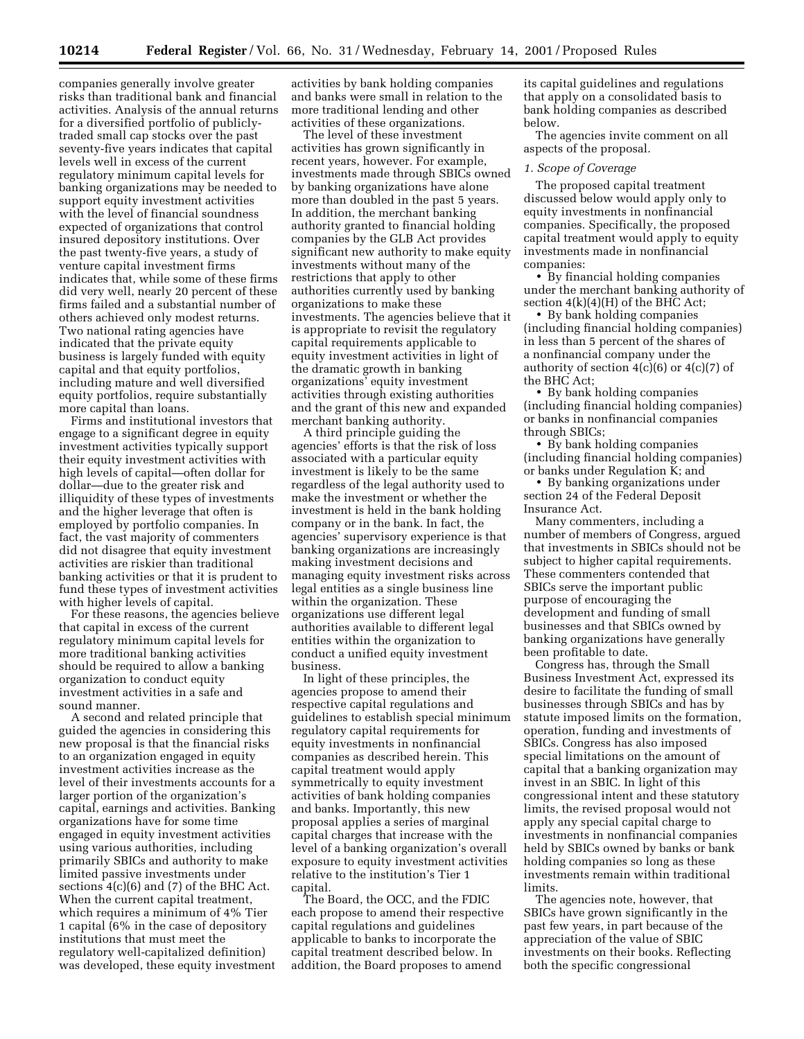companies generally involve greater risks than traditional bank and financial activities. Analysis of the annual returns for a diversified portfolio of publicly-traded small cap stocks over the past seventy-five years indicates that capital levels well in excess of the current regulatory minimum capital levels for banking organizations may be needed to support equity investment activities with the level of financial soundness expected of organizations that control insured depository institutions. Over the past twenty-five years, a study of venture capital investment firms indicates that, while some of these firms did very well, nearly 20 percent of these firms failed and a substantial number of others achieved only modest returns. Two national rating agencies have indicated that the private equity business is largely funded with equity capital and that equity portfolios, including mature and well diversified equity portfolios, require substantially more capital than loans.

Firms and institutional investors that engage to a significant degree in equity investment activities typically support their equity investment activities with high levels of capital—often dollar for dollar—due to the greater risk and illiquidity of these types of investments and the higher leverage that often is employed by portfolio companies. In fact, the vast majority of commenters did not disagree that equity investment activities are riskier than traditional banking activities or that it is prudent to fund these types of investment activities with higher levels of capital.

For these reasons, the agencies believe that capital in excess of the current regulatory minimum capital levels for more traditional banking activities should be required to allow a banking organization to conduct equity investment activities in a safe and sound manner.

A second and related principle that guided the agencies in considering this new proposal is that the financial risks to an organization engaged in equity investment activities increase as the level of their investments accounts for a larger portion of the organization's capital, earnings and activities. Banking organizations have for some time engaged in equity investment activities using various authorities, including primarily SBICs and authority to make limited passive investments under sections 4(c)(6) and (7) of the BHC Act. When the current capital treatment, which requires a minimum of 4% Tier 1 capital (6% in the case of depository institutions that must meet the regulatory well-capitalized definition) was developed, these equity investment activities by bank holding companies and banks were small in relation to the more traditional lending and other activities of these organizations.

The level of these investment activities has grown significantly in recent years, however. For example, investments made through SBICs owned by banking organizations have alone more than doubled in the past 5 years. In addition, the merchant banking authority granted to financial holding companies by the GLB Act provides significant new authority to make equity investments without many of the restrictions that apply to other authorities currently used by banking organizations to make these investments. The agencies believe that it is appropriate to revisit the regulatory capital requirements applicable to equity investment activities in light of the dramatic growth in banking organizations' equity investment activities through existing authorities and the grant of this new and expanded merchant banking authority.

A third principle guiding the agencies' efforts is that the risk of loss associated with a particular equity investment is likely to be the same regardless of the legal authority used to make the investment or whether the investment is held in the bank holding company or in the bank. In fact, the agencies' supervisory experience is that banking organizations are increasingly making investment decisions and managing equity investment risks across legal entities as a single business line within the organization. These organizations use different legal authorities available to different legal entities within the organization to conduct a unified equity investment business.

In light of these principles, the agencies propose to amend their respective capital regulations and guidelines to establish special minimum regulatory capital requirements for equity investments in nonfinancial companies as described herein. This capital treatment would apply symmetrically to equity investment activities of bank holding companies and banks. Importantly, this new proposal applies a series of marginal capital charges that increase with the level of a banking organization's overall exposure to equity investment activities relative to the institution's Tier 1 capital.

The Board, the OCC, and the FDIC each propose to amend their respective capital regulations and guidelines applicable to banks to incorporate the capital treatment described below. In addition, the Board proposes to amend its capital guidelines and regulations that apply on a consolidated basis to bank holding companies as described below.

The agencies invite comment on all aspects of the proposal.

*1. Scope of Coverage*

The proposed capital treatment discussed below would apply only to equity investments in nonfinancial companies. Specifically, the proposed capital treatment would apply to equity investments made in nonfinancial companies:

- By financial holding companies under the merchant banking authority of section 4(k)(4)(H) of the BHC Act;
- By bank holding companies (including financial holding companies) in less than 5 percent of the shares of a nonfinancial company under the authority of section 4(c)(6) or 4(c)(7) of the BHC Act;
- By bank holding companies (including financial holding companies) or banks in nonfinancial companies through SBICs;
- By bank holding companies (including financial holding companies) or banks under Regulation K; and
- By banking organizations under section 24 of the Federal Deposit Insurance Act.

Many commenters, including a number of members of Congress, argued that investments in SBICs should not be subject to higher capital requirements. These commenters contended that SBICs serve the important public purpose of encouraging the development and funding of small businesses and that SBICs owned by banking organizations have generally been profitable to date.

Congress has, through the Small Business Investment Act, expressed its desire to facilitate the funding of small businesses through SBICs and has by statute imposed limits on the formation, operation, funding and investments of SBICs. Congress has also imposed special limitations on the amount of capital that a banking organization may invest in an SBIC. In light of this congressional intent and these statutory limits, the revised proposal would not apply any special capital charge to investments in nonfinancial companies held by SBICs owned by banks or bank holding companies so long as these investments remain within traditional limits.

The agencies note, however, that SBICs have grown significantly in the past few years, in part because of the appreciation of the value of SBIC investments on their books. Reflecting both the specific congressional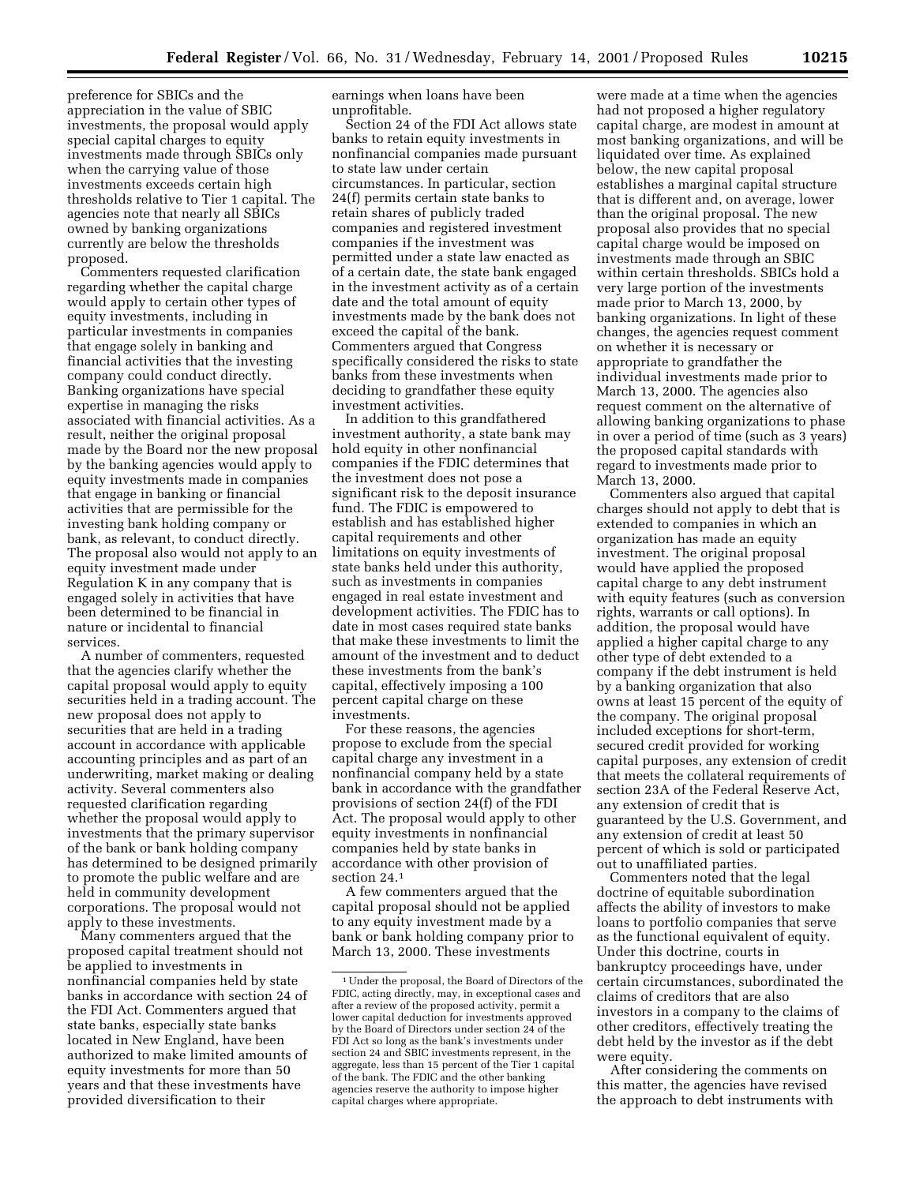preference for SBICs and the appreciation in the value of SBIC investments, the proposal would apply special capital charges to equity investments made through SBICs only when the carrying value of those investments exceeds certain high thresholds relative to Tier 1 capital. The agencies note that nearly all SBICs owned by banking organizations currently are below the thresholds proposed.

Commenters requested clarification regarding whether the capital charge would apply to certain other types of equity investments, including in particular investments in companies that engage solely in banking and financial activities that the investing company could conduct directly. Banking organizations have special expertise in managing the risks associated with financial activities. As a result, neither the original proposal made by the Board nor the new proposal by the banking agencies would apply to equity investments made in companies that engage in banking or financial activities that are permissible for the investing bank holding company or bank, as relevant, to conduct directly. The proposal also would not apply to an equity investment made under Regulation K in any company that is engaged solely in activities that have been determined to be financial in nature or incidental to financial services.

A number of commenters, requested that the agencies clarify whether the capital proposal would apply to equity securities held in a trading account. The new proposal does not apply to securities that are held in a trading account in accordance with applicable accounting principles and as part of an underwriting, market making or dealing activity. Several commenters also requested clarification regarding whether the proposal would apply to investments that the primary supervisor of the bank or bank holding company has determined to be designed primarily to promote the public welfare and are held in community development corporations. The proposal would not apply to these investments.

Many commenters argued that the proposed capital treatment should not be applied to investments in nonfinancial companies held by state banks in accordance with section 24 of the FDI Act. Commenters argued that state banks, especially state banks located in New England, have been authorized to make limited amounts of equity investments for more than 50 years and that these investments have provided diversification to their earnings when loans have been unprofitable.

Section 24 of the FDI Act allows state banks to retain equity investments in nonfinancial companies made pursuant to state law under certain circumstances. In particular, section 24(f) permits certain state banks to retain shares of publicly traded companies and registered investment companies if the investment was permitted under a state law enacted as of a certain date, the state bank engaged in the investment activity as of a certain date and the total amount of equity investments made by the bank does not exceed the capital of the bank. Commenters argued that Congress specifically considered the risks to state banks from these investments when deciding to grandfather these equity investment activities.

In addition to this grandfathered investment authority, a state bank may hold equity in other nonfinancial companies if the FDIC determines that the investment does not pose a significant risk to the deposit insurance fund. The FDIC is empowered to establish and has established higher capital requirements and other limitations on equity investments of state banks held under this authority, such as investments in companies engaged in real estate investment and development activities. The FDIC has to date in most cases required state banks that make these investments to limit the amount of the investment and to deduct these investments from the bank's capital, effectively imposing a 100 percent capital charge on these investments.

For these reasons, the agencies propose to exclude from the special capital charge any investment in a nonfinancial company held by a state bank in accordance with the grandfather provisions of section 24(f) of the FDI Act. The proposal would apply to other equity investments in nonfinancial companies held by state banks in accordance with other provision of section 24.[1]

A few commenters argued that the capital proposal should not be applied to any equity investment made by a bank or bank holding company prior to March 13, 2000. These investments were made at a time when the agencies had not proposed a higher regulatory capital charge, are modest in amount at most banking organizations, and will be liquidated over time. As explained below, the new capital proposal establishes a marginal capital structure that is different and, on average, lower than the original proposal. The new proposal also provides that no special capital charge would be imposed on investments made through an SBIC within certain thresholds. SBICs hold a very large portion of the investments made prior to March 13, 2000, by banking organizations. In light of these changes, the agencies request comment on whether it is necessary or appropriate to grandfather the individual investments made prior to March 13, 2000. The agencies also request comment on the alternative of allowing banking organizations to phase in over a period of time (such as 3 years) the proposed capital standards with regard to investments made prior to March 13, 2000.

Commenters also argued that capital charges should not apply to debt that is extended to companies in which an organization has made an equity investment. The original proposal would have applied the proposed capital charge to any debt instrument with equity features (such as conversion rights, warrants or call options). In addition, the proposal would have applied a higher capital charge to any other type of debt extended to a company if the debt instrument is held by a banking organization that also owns at least 15 percent of the equity of the company. The original proposal included exceptions for short-term, secured credit provided for working capital purposes, any extension of credit that meets the collateral requirements of section 23A of the Federal Reserve Act, any extension of credit that is guaranteed by the U.S. Government, and any extension of credit at least 50 percent of which is sold or participated out to unaffiliated parties.

Commenters noted that the legal doctrine of equitable subordination affects the ability of investors to make loans to portfolio companies that serve as the functional equivalent of equity. Under this doctrine, courts in bankruptcy proceedings have, under certain circumstances, subordinated the claims of creditors that are also investors in a company to the claims of other creditors, effectively treating the debt held by the investor as if the debt were equity.

After considering the comments on this matter, the agencies have revised the approach to debt instruments with

---

[1] Under the proposal, the Board of Directors of the FDIC, acting directly, may, in exceptional cases and after a review of the proposed activity, permit a lower capital deduction for investments approved by the Board of Directors under section 24 of the FDI Act so long as the bank's investments under section 24 and SBIC investments represent, in the aggregate, less than 15 percent of the Tier 1 capital of the bank. The FDIC and the other banking agencies reserve the authority to impose higher capital charges where appropriate.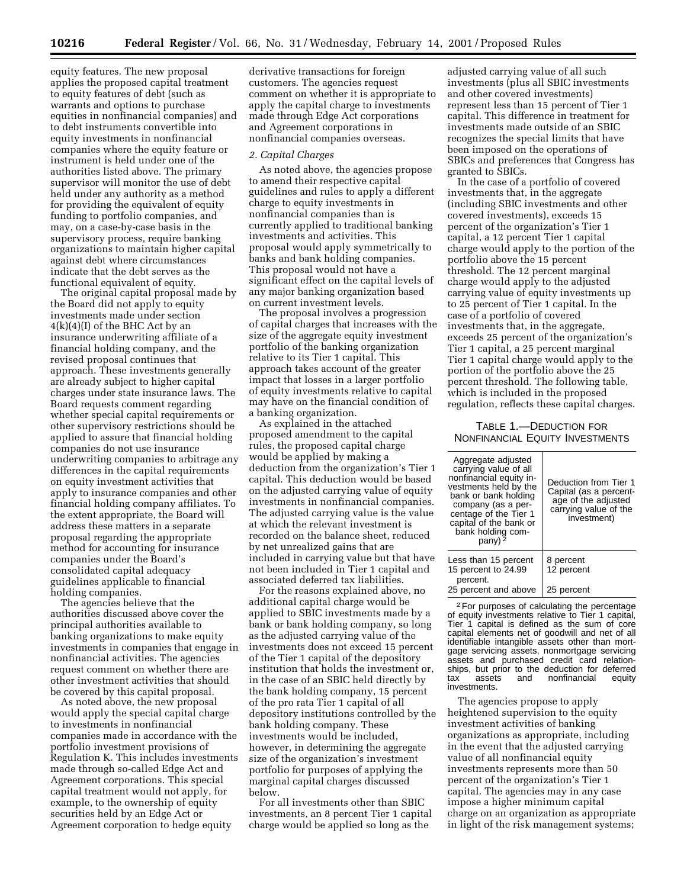equity features. The new proposal applies the proposed capital treatment to equity features of debt (such as warrants and options to purchase equities in nonfinancial companies) and to debt instruments convertible into equity investments in nonfinancial companies where the equity feature or instrument is held under one of the authorities listed above. The primary supervisor will monitor the use of debt held under any authority as a method for providing the equivalent of equity funding to portfolio companies, and may, on a case-by-case basis in the supervisory process, require banking organizations to maintain higher capital against debt where circumstances indicate that the debt serves as the functional equivalent of equity.

The original capital proposal made by the Board did not apply to equity investments made under section 4(k)(4)(I) of the BHC Act by an insurance underwriting affiliate of a financial holding company, and the revised proposal continues that approach. These investments generally are already subject to higher capital charges under state insurance laws. The Board requests comment regarding whether special capital requirements or other supervisory restrictions should be applied to assure that financial holding companies do not use insurance underwriting companies to arbitrage any differences in the capital requirements on equity investment activities that apply to insurance companies and other financial holding company affiliates. To the extent appropriate, the Board will address these matters in a separate proposal regarding the appropriate method for accounting for insurance companies under the Board's consolidated capital adequacy guidelines applicable to financial holding companies.

The agencies believe that the authorities discussed above cover the principal authorities available to banking organizations to make equity investments in companies that engage in nonfinancial activities. The agencies request comment on whether there are other investment activities that should be covered by this capital proposal.

As noted above, the new proposal would apply the special capital charge to investments in nonfinancial companies made in accordance with the portfolio investment provisions of Regulation K. This includes investments made through so-called Edge Act and Agreement corporations. This special capital treatment would not apply, for example, to the ownership of equity securities held by an Edge Act or Agreement corporation to hedge equity derivative transactions for foreign customers. The agencies request comment on whether it is appropriate to apply the capital charge to investments made through Edge Act corporations and Agreement corporations in nonfinancial companies overseas.

*2. Capital Charges*

As noted above, the agencies propose to amend their respective capital guidelines and rules to apply a different charge to equity investments in nonfinancial companies than is currently applied to traditional banking investments and activities. This proposal would apply symmetrically to banks and bank holding companies. This proposal would not have a significant effect on the capital levels of any major banking organization based on current investment levels.

The proposal involves a progression of capital charges that increases with the size of the aggregate equity investment portfolio of the banking organization relative to its Tier 1 capital. This approach takes account of the greater impact that losses in a larger portfolio of equity investments relative to capital may have on the financial condition of a banking organization.

As explained in the attached proposed amendment to the capital rules, the proposed capital charge would be applied by making a deduction from the organization's Tier 1 capital. This deduction would be based on the adjusted carrying value of equity investments in nonfinancial companies. The adjusted carrying value is the value at which the relevant investment is recorded on the balance sheet, reduced by net unrealized gains that are included in carrying value but that have not been included in Tier 1 capital and associated deferred tax liabilities.

For the reasons explained above, no additional capital charge would be applied to SBIC investments made by a bank or bank holding company, so long as the adjusted carrying value of the investments does not exceed 15 percent of the Tier 1 capital of the depository institution that holds the investment or, in the case of an SBIC held directly by the bank holding company, 15 percent of the pro rata Tier 1 capital of all depository institutions controlled by the bank holding company. These investments would be included, however, in determining the aggregate size of the organization's investment portfolio for purposes of applying the marginal capital charges discussed below.

For all investments other than SBIC investments, an 8 percent Tier 1 capital charge would be applied so long as the adjusted carrying value of all such investments (plus all SBIC investments and other covered investments) represent less than 15 percent of Tier 1 capital. This difference in treatment for investments made outside of an SBIC recognizes the special limits that have been imposed on the operations of SBICs and preferences that Congress has granted to SBICs.

In the case of a portfolio of covered investments that, in the aggregate (including SBIC investments and other covered investments), exceeds 15 percent of the organization's Tier 1 capital, a 12 percent Tier 1 capital charge would apply to the portion of the portfolio above the 15 percent threshold. The 12 percent marginal charge would apply to the adjusted carrying value of equity investments up to 25 percent of Tier 1 capital. In the case of a portfolio of covered investments that, in the aggregate, exceeds 25 percent of the organization's Tier 1 capital, a 25 percent marginal Tier 1 capital charge would apply to the portion of the portfolio above the 25 percent threshold. The following table, which is included in the proposed regulation, reflects these capital charges.

TABLE 1.—DEDUCTION FOR NONFINANCIAL EQUITY INVESTMENTS

| Aggregate adjusted carrying value of all nonfinancial equity investments held by the bank or bank holding company (as a percentage of the Tier 1 capital of the bank or bank holding company) [2] | Deduction from Tier 1 Capital (as a percentage of the adjusted carrying value of the investment) |
|---|---|
| Less than 15 percent | 8 percent |
| 15 percent to 24.99 percent. | 12 percent |
| 25 percent and above | 25 percent |

[2] For purposes of calculating the percentage of equity investments relative to Tier 1 capital, Tier 1 capital is defined as the sum of core capital elements net of goodwill and net of all identifiable intangible assets other than mortgage servicing assets, nonmortgage servicing assets and purchased credit card relationships, but prior to the deduction for deferred tax assets and nonfinancial equity investments.

The agencies propose to apply heightened supervision to the equity investment activities of banking organizations as appropriate, including in the event that the adjusted carrying value of all nonfinancial equity investments represents more than 50 percent of the organization's Tier 1 capital. The agencies may in any case impose a higher minimum capital charge on an organization as appropriate in light of the risk management systems;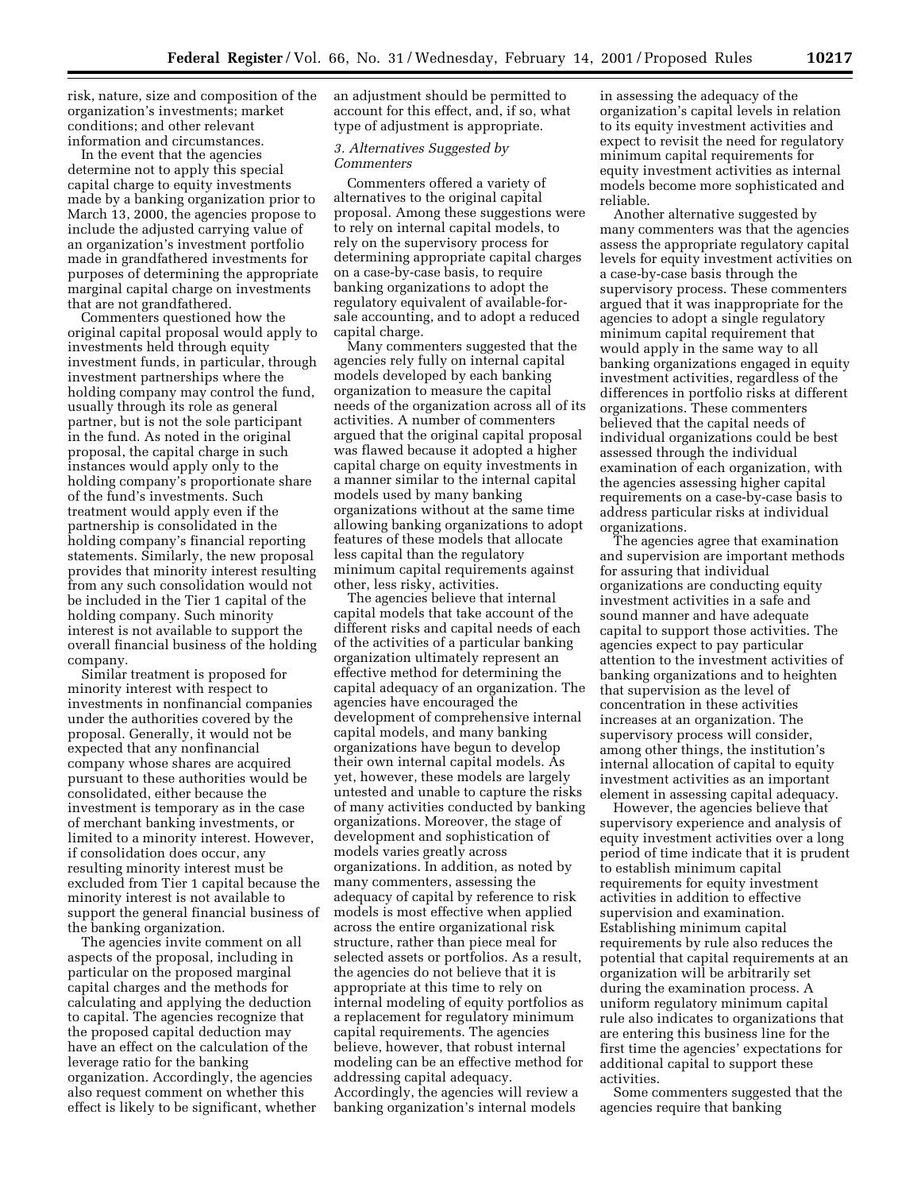risk, nature, size and composition of the organization's investments; market conditions; and other relevant information and circumstances.

In the event that the agencies determine not to apply this special capital charge to equity investments made by a banking organization prior to March 13, 2000, the agencies propose to include the adjusted carrying value of an organization's investment portfolio made in grandfathered investments for purposes of determining the appropriate marginal capital charge on investments that are not grandfathered.

Commenters questioned how the original capital proposal would apply to investments held through equity investment funds, in particular, through investment partnerships where the holding company may control the fund, usually through its role as general partner, but is not the sole participant in the fund. As noted in the original proposal, the capital charge in such instances would apply only to the holding company's proportionate share of the fund's investments. Such treatment would apply even if the partnership is consolidated in the holding company's financial reporting statements. Similarly, the new proposal provides that minority interest resulting from any such consolidation would not be included in the Tier 1 capital of the holding company. Such minority interest is not available to support the overall financial business of the holding company.

Similar treatment is proposed for minority interest with respect to investments in nonfinancial companies under the authorities covered by the proposal. Generally, it would not be expected that any nonfinancial company whose shares are acquired pursuant to these authorities would be consolidated, either because the investment is temporary as in the case of merchant banking investments, or limited to a minority interest. However, if consolidation does occur, any resulting minority interest must be excluded from Tier 1 capital because the minority interest is not available to support the general financial business of the banking organization.

The agencies invite comment on all aspects of the proposal, including in particular on the proposed marginal capital charges and the methods for calculating and applying the deduction to capital. The agencies recognize that the proposed capital deduction may have an effect on the calculation of the leverage ratio for the banking organization. Accordingly, the agencies also request comment on whether this effect is likely to be significant, whether an adjustment should be permitted to account for this effect, and, if so, what type of adjustment is appropriate.

### *3. Alternatives Suggested by Commenters*

Commenters offered a variety of alternatives to the original capital proposal. Among these suggestions were to rely on internal capital models, to rely on the supervisory process for determining appropriate capital charges on a case-by-case basis, to require banking organizations to adopt the regulatory equivalent of available-for-sale accounting, and to adopt a reduced capital charge.

Many commenters suggested that the agencies rely fully on internal capital models developed by each banking organization to measure the capital needs of the organization across all of its activities. A number of commenters argued that the original capital proposal was flawed because it adopted a higher capital charge on equity investments in a manner similar to the internal capital models used by many banking organizations without at the same time allowing banking organizations to adopt features of these models that allocate less capital than the regulatory minimum capital requirements against other, less risky, activities.

The agencies believe that internal capital models that take account of the different risks and capital needs of each of the activities of a particular banking organization ultimately represent an effective method for determining the capital adequacy of an organization. The agencies have encouraged the development of comprehensive internal capital models, and many banking organizations have begun to develop their own internal capital models. As yet, however, these models are largely untested and unable to capture the risks of many activities conducted by banking organizations. Moreover, the stage of development and sophistication of models varies greatly across organizations. In addition, as noted by many commenters, assessing the adequacy of capital by reference to risk models is most effective when applied across the entire organizational risk structure, rather than piece meal for selected assets or portfolios. As a result, the agencies do not believe that it is appropriate at this time to rely on internal modeling of equity portfolios as a replacement for regulatory minimum capital requirements. The agencies believe, however, that robust internal modeling can be an effective method for addressing capital adequacy. Accordingly, the agencies will review a banking organization's internal models in assessing the adequacy of the organization's capital levels in relation to its equity investment activities and expect to revisit the need for regulatory minimum capital requirements for equity investment activities as internal models become more sophisticated and reliable.

Another alternative suggested by many commenters was that the agencies assess the appropriate regulatory capital levels for equity investment activities on a case-by-case basis through the supervisory process. These commenters argued that it was inappropriate for the agencies to adopt a single regulatory minimum capital requirement that would apply in the same way to all banking organizations engaged in equity investment activities, regardless of the differences in portfolio risks at different organizations. These commenters believed that the capital needs of individual organizations could be best assessed through the individual examination of each organization, with the agencies assessing higher capital requirements on a case-by-case basis to address particular risks at individual organizations.

The agencies agree that examination and supervision are important methods for assuring that individual organizations are conducting equity investment activities in a safe and sound manner and have adequate capital to support those activities. The agencies expect to pay particular attention to the investment activities of banking organizations and to heighten that supervision as the level of concentration in these activities increases at an organization. The supervisory process will consider, among other things, the institution's internal allocation of capital to equity investment activities as an important element in assessing capital adequacy.

However, the agencies believe that supervisory experience and analysis of equity investment activities over a long period of time indicate that it is prudent to establish minimum capital requirements for equity investment activities in addition to effective supervision and examination. Establishing minimum capital requirements by rule also reduces the potential that capital requirements at an organization will be arbitrarily set during the examination process. A uniform regulatory minimum capital rule also indicates to organizations that are entering this business line for the first time the agencies' expectations for additional capital to support these activities.

Some commenters suggested that the agencies require that banking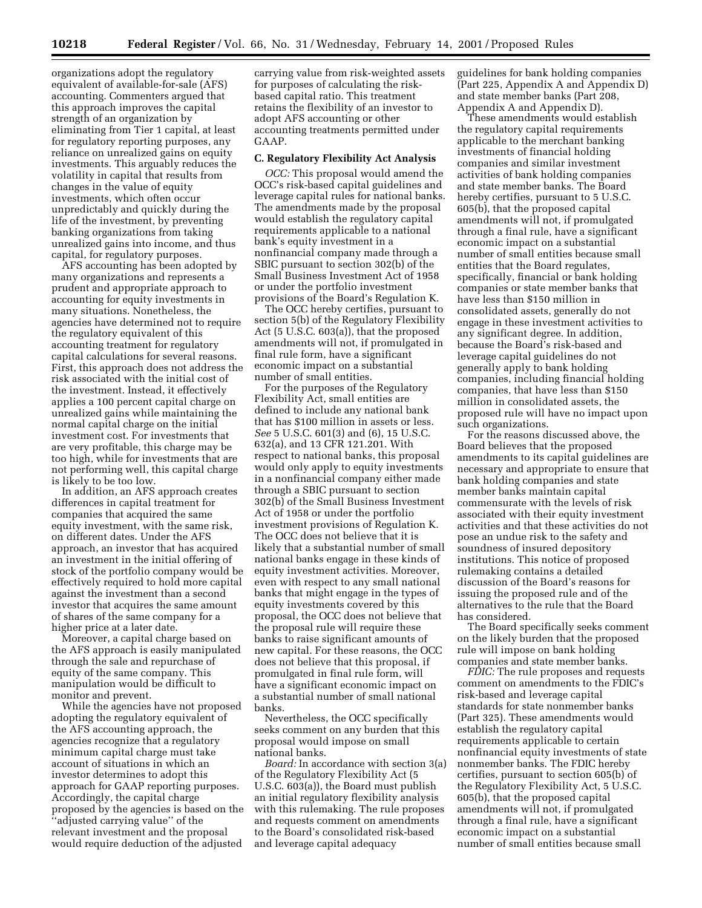organizations adopt the regulatory equivalent of available-for-sale (AFS) accounting. Commenters argued that this approach improves the capital strength of an organization by eliminating from Tier 1 capital, at least for regulatory reporting purposes, any reliance on unrealized gains on equity investments. This arguably reduces the volatility in capital that results from changes in the value of equity investments, which often occur unpredictably and quickly during the life of the investment, by preventing banking organizations from taking unrealized gains into income, and thus capital, for regulatory purposes.

AFS accounting has been adopted by many organizations and represents a prudent and appropriate approach to accounting for equity investments in many situations. Nonetheless, the agencies have determined not to require the regulatory equivalent of this accounting treatment for regulatory capital calculations for several reasons. First, this approach does not address the risk associated with the initial cost of the investment. Instead, it effectively applies a 100 percent capital charge on unrealized gains while maintaining the normal capital charge on the initial investment cost. For investments that are very profitable, this charge may be too high, while for investments that are not performing well, this capital charge is likely to be too low.

In addition, an AFS approach creates differences in capital treatment for companies that acquired the same equity investment, with the same risk, on different dates. Under the AFS approach, an investor that has acquired an investment in the initial offering of stock of the portfolio company would be effectively required to hold more capital against the investment than a second investor that acquires the same amount of shares of the same company for a higher price at a later date.

Moreover, a capital charge based on the AFS approach is easily manipulated through the sale and repurchase of equity of the same company. This manipulation would be difficult to monitor and prevent.

While the agencies have not proposed adopting the regulatory equivalent of the AFS accounting approach, the agencies recognize that a regulatory minimum capital charge must take account of situations in which an investor determines to adopt this approach for GAAP reporting purposes. Accordingly, the capital charge proposed by the agencies is based on the ''adjusted carrying value'' of the relevant investment and the proposal would require deduction of the adjusted carrying value from risk-weighted assets for purposes of calculating the risk-based capital ratio. This treatment retains the flexibility of an investor to adopt AFS accounting or other accounting treatments permitted under GAAP.

### C. Regulatory Flexibility Act Analysis

*OCC:* This proposal would amend the OCC's risk-based capital guidelines and leverage capital rules for national banks. The amendments made by the proposal would establish the regulatory capital requirements applicable to a national bank's equity investment in a nonfinancial company made through a SBIC pursuant to section 302(b) of the Small Business Investment Act of 1958 or under the portfolio investment provisions of the Board's Regulation K.

The OCC hereby certifies, pursuant to section 5(b) of the Regulatory Flexibility Act (5 U.S.C. 603(a)), that the proposed amendments will not, if promulgated in final rule form, have a significant economic impact on a substantial number of small entities.

For the purposes of the Regulatory Flexibility Act, small entities are defined to include any national bank that has $100 million in assets or less. *See* 5 U.S.C. 601(3) and (6), 15 U.S.C. 632(a), and 13 CFR 121.201. With respect to national banks, this proposal would only apply to equity investments in a nonfinancial company either made through a SBIC pursuant to section 302(b) of the Small Business Investment Act of 1958 or under the portfolio investment provisions of Regulation K. The OCC does not believe that it is likely that a substantial number of small national banks engage in these kinds of equity investment activities. Moreover, even with respect to any small national banks that might engage in the types of equity investments covered by this proposal, the OCC does not believe that the proposal rule will require these banks to raise significant amounts of new capital. For these reasons, the OCC does not believe that this proposal, if promulgated in final rule form, will have a significant economic impact on a substantial number of small national banks.

Nevertheless, the OCC specifically seeks comment on any burden that this proposal would impose on small national banks.

*Board:* In accordance with section 3(a) of the Regulatory Flexibility Act (5 U.S.C. 603(a)), the Board must publish an initial regulatory flexibility analysis with this rulemaking. The rule proposes and requests comment on amendments to the Board's consolidated risk-based and leverage capital adequacy guidelines for bank holding companies (Part 225, Appendix A and Appendix D) and state member banks (Part 208, Appendix A and Appendix D).

These amendments would establish the regulatory capital requirements applicable to the merchant banking investments of financial holding companies and similar investment activities of bank holding companies and state member banks. The Board hereby certifies, pursuant to 5 U.S.C. 605(b), that the proposed capital amendments will not, if promulgated through a final rule, have a significant economic impact on a substantial number of small entities because small entities that the Board regulates, specifically, financial or bank holding companies or state member banks that have less than $150 million in consolidated assets, generally do not engage in these investment activities to any significant degree. In addition, because the Board's risk-based and leverage capital guidelines do not generally apply to bank holding companies, including financial holding companies, that have less than $150 million in consolidated assets, the proposed rule will have no impact upon such organizations.

For the reasons discussed above, the Board believes that the proposed amendments to its capital guidelines are necessary and appropriate to ensure that bank holding companies and state member banks maintain capital commensurate with the levels of risk associated with their equity investment activities and that these activities do not pose an undue risk to the safety and soundness of insured depository institutions. This notice of proposed rulemaking contains a detailed discussion of the Board's reasons for issuing the proposed rule and of the alternatives to the rule that the Board has considered.

The Board specifically seeks comment on the likely burden that the proposed rule will impose on bank holding companies and state member banks.

*FDIC:* The rule proposes and requests comment on amendments to the FDIC's risk-based and leverage capital standards for state nonmember banks (Part 325). These amendments would establish the regulatory capital requirements applicable to certain nonfinancial equity investments of state nonmember banks. The FDIC hereby certifies, pursuant to section 605(b) of the Regulatory Flexibility Act, 5 U.S.C. 605(b), that the proposed capital amendments will not, if promulgated through a final rule, have a significant economic impact on a substantial number of small entities because small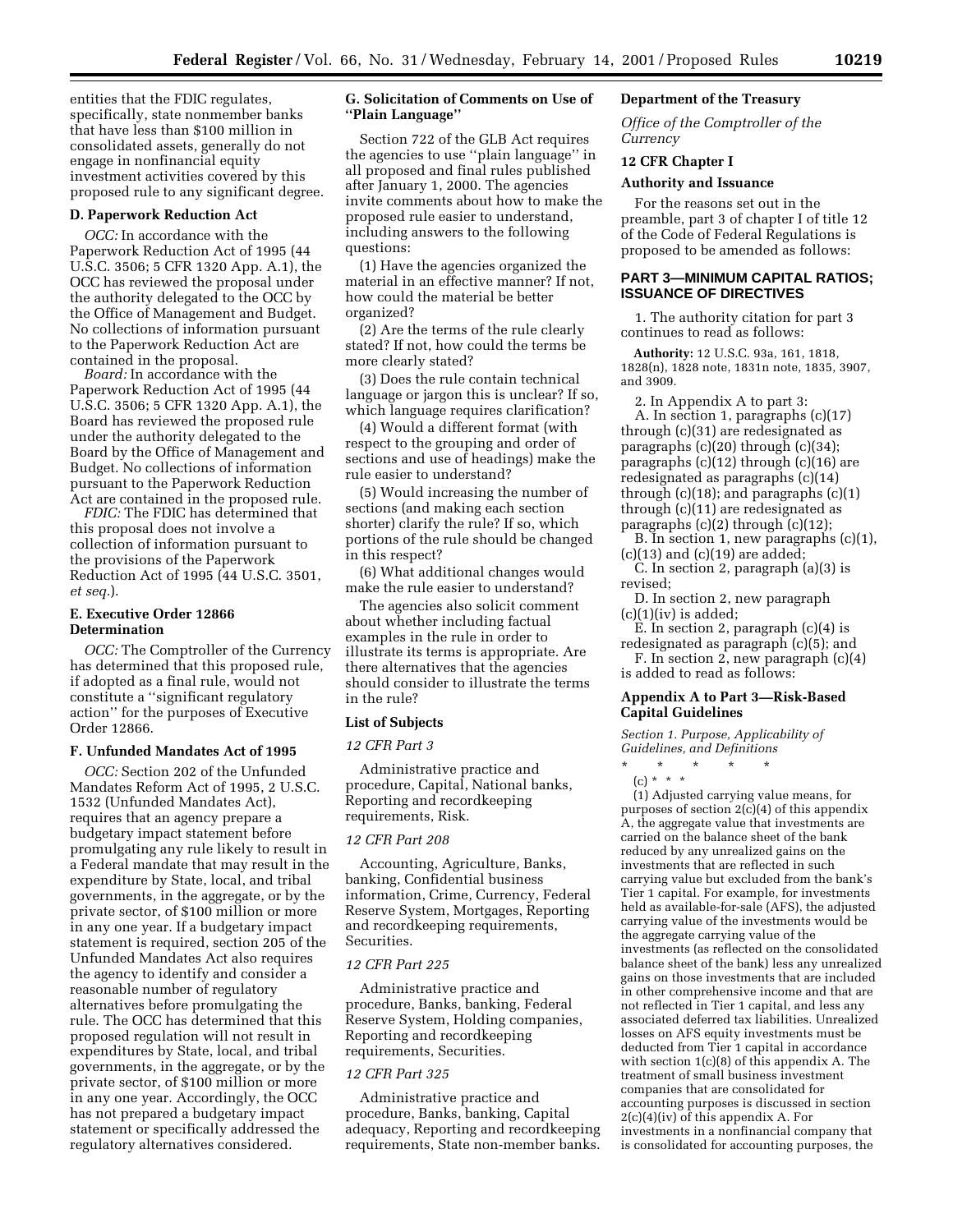entities that the FDIC regulates, specifically, state nonmember banks that have less than $100 million in consolidated assets, generally do not engage in nonfinancial equity investment activities covered by this proposed rule to any significant degree.

### D. Paperwork Reduction Act

*OCC:* In accordance with the Paperwork Reduction Act of 1995 (44 U.S.C. 3506; 5 CFR 1320 App. A.1), the OCC has reviewed the proposal under the authority delegated to the OCC by the Office of Management and Budget. No collections of information pursuant to the Paperwork Reduction Act are contained in the proposal.

*Board:* In accordance with the Paperwork Reduction Act of 1995 (44 U.S.C. 3506; 5 CFR 1320 App. A.1), the Board has reviewed the proposed rule under the authority delegated to the Board by the Office of Management and Budget. No collections of information pursuant to the Paperwork Reduction Act are contained in the proposed rule.

*FDIC:* The FDIC has determined that this proposal does not involve a collection of information pursuant to the provisions of the Paperwork Reduction Act of 1995 (44 U.S.C. 3501, *et seq.*).

### E. Executive Order 12866 Determination

*OCC:* The Comptroller of the Currency has determined that this proposed rule, if adopted as a final rule, would not constitute a ''significant regulatory action'' for the purposes of Executive Order 12866.

### F. Unfunded Mandates Act of 1995

*OCC:* Section 202 of the Unfunded Mandates Reform Act of 1995, 2 U.S.C. 1532 (Unfunded Mandates Act), requires that an agency prepare a budgetary impact statement before promulgating any rule likely to result in a Federal mandate that may result in the expenditure by State, local, and tribal governments, in the aggregate, or by the private sector, of $100 million or more in any one year. If a budgetary impact statement is required, section 205 of the Unfunded Mandates Act also requires the agency to identify and consider a reasonable number of regulatory alternatives before promulgating the rule. The OCC has determined that this proposed regulation will not result in expenditures by State, local, and tribal governments, in the aggregate, or by the private sector, of $100 million or more in any one year. Accordingly, the OCC has not prepared a budgetary impact statement or specifically addressed the regulatory alternatives considered.

### G. Solicitation of Comments on Use of ''Plain Language''

Section 722 of the GLB Act requires the agencies to use ''plain language'' in all proposed and final rules published after January 1, 2000. The agencies invite comments about how to make the proposed rule easier to understand, including answers to the following questions:

(1) Have the agencies organized the material in an effective manner? If not, how could the material be better organized?

(2) Are the terms of the rule clearly stated? If not, how could the terms be more clearly stated?

(3) Does the rule contain technical language or jargon this is unclear? If so, which language requires clarification?

(4) Would a different format (with respect to the grouping and order of sections and use of headings) make the rule easier to understand?

(5) Would increasing the number of sections (and making each section shorter) clarify the rule? If so, which portions of the rule should be changed in this respect?

(6) What additional changes would make the rule easier to understand?

The agencies also solicit comment about whether including factual examples in the rule in order to illustrate its terms is appropriate. Are there alternatives that the agencies should consider to illustrate the terms in the rule?

### List of Subjects

*12 CFR Part 3*

Administrative practice and procedure, Capital, National banks, Reporting and recordkeeping requirements, Risk.

*12 CFR Part 208*

Accounting, Agriculture, Banks, banking, Confidential business information, Crime, Currency, Federal Reserve System, Mortgages, Reporting and recordkeeping requirements, Securities.

*12 CFR Part 225*

Administrative practice and procedure, Banks, banking, Federal Reserve System, Holding companies, Reporting and recordkeeping requirements, Securities.

*12 CFR Part 325*

Administrative practice and procedure, Banks, banking, Capital adequacy, Reporting and recordkeeping requirements, State non-member banks.

### Department of the Treasury

*Office of the Comptroller of the Currency*

### 12 CFR Chapter I

### Authority and Issuance

For the reasons set out in the preamble, part 3 of chapter I of title 12 of the Code of Federal Regulations is proposed to be amended as follows:

## PART 3—MINIMUM CAPITAL RATIOS; ISSUANCE OF DIRECTIVES

1. The authority citation for part 3 continues to read as follows:

**Authority:** 12 U.S.C. 93a, 161, 1818, 1828(n), 1828 note, 1831n note, 1835, 3907, and 3909.

2. In Appendix A to part 3:

A. In section 1, paragraphs (c)(17) through (c)(31) are redesignated as paragraphs (c)(20) through (c)(34); paragraphs (c)(12) through (c)(16) are redesignated as paragraphs (c)(14) through (c)(18); and paragraphs (c)(1) through (c)(11) are redesignated as paragraphs (c)(2) through (c)(12);

B. In section 1, new paragraphs (c)(1), (c)(13) and (c)(19) are added;

C. In section 2, paragraph (a)(3) is revised;

D. In section 2, new paragraph (c)(1)(iv) is added;

E. In section 2, paragraph (c)(4) is redesignated as paragraph (c)(5); and

F. In section 2, new paragraph (c)(4) is added to read as follows:

### Appendix A to Part 3—Risk-Based Capital Guidelines

*Section 1. Purpose, Applicability of Guidelines, and Definitions*

\* \* \* \* \*

(c) \* \* \*

(1) Adjusted carrying value means, for purposes of section 2(c)(4) of this appendix A, the aggregate value that investments are carried on the balance sheet of the bank reduced by any unrealized gains on the investments that are reflected in such carrying value but excluded from the bank's Tier 1 capital. For example, for investments held as available-for-sale (AFS), the adjusted carrying value of the investments would be the aggregate carrying value of the investments (as reflected on the consolidated balance sheet of the bank) less any unrealized gains on those investments that are included in other comprehensive income and that are not reflected in Tier 1 capital, and less any associated deferred tax liabilities. Unrealized losses on AFS equity investments must be deducted from Tier 1 capital in accordance with section 1(c)(8) of this appendix A. The treatment of small business investment companies that are consolidated for accounting purposes is discussed in section 2(c)(4)(iv) of this appendix A. For investments in a nonfinancial company that is consolidated for accounting purposes, the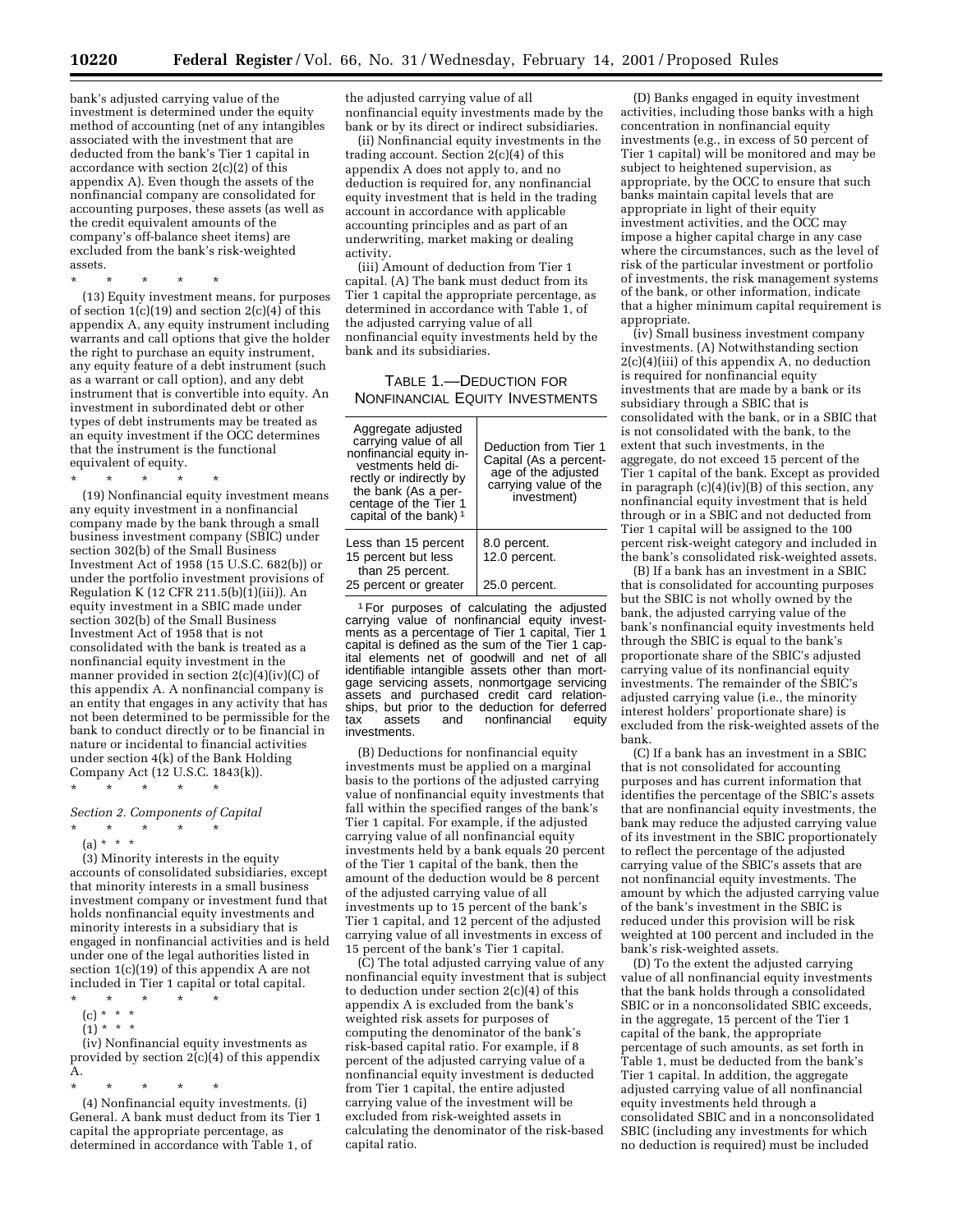bank's adjusted carrying value of the investment is determined under the equity method of accounting (net of any intangibles associated with the investment that are deducted from the bank's Tier 1 capital in accordance with section 2(c)(2) of this appendix A). Even though the assets of the nonfinancial company are consolidated for accounting purposes, these assets (as well as the credit equivalent amounts of the company's off-balance sheet items) are excluded from the bank's risk-weighted assets.

\* \* \* \* \*

(13) Equity investment means, for purposes of section 1(c)(19) and section 2(c)(4) of this appendix A, any equity instrument including warrants and call options that give the holder the right to purchase an equity instrument, any equity feature of a debt instrument (such as a warrant or call option), and any debt instrument that is convertible into equity. An investment in subordinated debt or other types of debt instruments may be treated as an equity investment if the OCC determines that the instrument is the functional equivalent of equity.

\* \* \* \* \*

(19) Nonfinancial equity investment means any equity investment in a nonfinancial company made by the bank through a small business investment company (SBIC) under section 302(b) of the Small Business Investment Act of 1958 (15 U.S.C. 682(b)) or under the portfolio investment provisions of Regulation K (12 CFR 211.5(b)(1)(iii)). An equity investment in a SBIC made under section 302(b) of the Small Business Investment Act of 1958 that is not consolidated with the bank is treated as a nonfinancial equity investment in the manner provided in section 2(c)(4)(iv)(C) of this appendix A. A nonfinancial company is an entity that engages in any activity that has not been determined to be permissible for the bank to conduct directly or to be financial in nature or incidental to financial activities under section 4(k) of the Bank Holding Company Act (12 U.S.C. 1843(k)).

\* \* \* \* \*

*Section 2. Components of Capital*

\* \* \* \* \*

(a) \* \* \*

(3) Minority interests in the equity accounts of consolidated subsidiaries, except that minority interests in a small business investment company or investment fund that holds nonfinancial equity investments and minority interests in a subsidiary that is engaged in nonfinancial activities and is held under one of the legal authorities listed in section 1(c)(19) of this appendix A are not included in Tier 1 capital or total capital.

\* \* \* \* \*

(c) \* \* \*

(1) \* \* \*

(iv) Nonfinancial equity investments as provided by section 2(c)(4) of this appendix A.

\* \* \* \* \*

(4) Nonfinancial equity investments. (i) General. A bank must deduct from its Tier 1 capital the appropriate percentage, as determined in accordance with Table 1, of the adjusted carrying value of all nonfinancial equity investments made by the bank or by its direct or indirect subsidiaries.

(ii) Nonfinancial equity investments in the trading account. Section 2(c)(4) of this appendix A does not apply to, and no deduction is required for, any nonfinancial equity investment that is held in the trading account in accordance with applicable accounting principles and as part of an underwriting, market making or dealing activity.

(iii) Amount of deduction from Tier 1 capital. (A) The bank must deduct from its Tier 1 capital the appropriate percentage, as determined in accordance with Table 1, of the adjusted carrying value of all nonfinancial equity investments held by the bank and its subsidiaries.

TABLE 1.—DEDUCTION FOR NONFINANCIAL EQUITY INVESTMENTS

| Aggregate adjusted carrying value of all nonfinancial equity investments held directly or indirectly by the bank (As a percentage of the Tier 1 capital of the bank) [1] | Deduction from Tier 1 Capital (As a percentage of the adjusted carrying value of the investment) |
|---|---|
| Less than 15 percent | 8.0 percent. |
| 15 percent but less than 25 percent. | 12.0 percent. |
| 25 percent or greater | 25.0 percent. |

[1] For purposes of calculating the adjusted carrying value of nonfinancial equity investments as a percentage of Tier 1 capital, Tier 1 capital is defined as the sum of the Tier 1 capital elements net of goodwill and net of all identifiable intangible assets other than mortgage servicing assets, nonmortgage servicing assets and purchased credit card relationships, but prior to the deduction for deferred tax assets and nonfinancial equity investments.

(B) Deductions for nonfinancial equity investments must be applied on a marginal basis to the portions of the adjusted carrying value of nonfinancial equity investments that fall within the specified ranges of the bank's Tier 1 capital. For example, if the adjusted carrying value of all nonfinancial equity investments held by a bank equals 20 percent of the Tier 1 capital of the bank, then the amount of the deduction would be 8 percent of the adjusted carrying value of all investments up to 15 percent of the bank's Tier 1 capital, and 12 percent of the adjusted carrying value of all investments in excess of 15 percent of the bank's Tier 1 capital.

(C) The total adjusted carrying value of any nonfinancial equity investment that is subject to deduction under section 2(c)(4) of this appendix A is excluded from the bank's weighted risk assets for purposes of computing the denominator of the bank's risk-based capital ratio. For example, if 8 percent of the adjusted carrying value of a nonfinancial equity investment is deducted from Tier 1 capital, the entire adjusted carrying value of the investment will be excluded from risk-weighted assets in calculating the denominator of the risk-based capital ratio.

(D) Banks engaged in equity investment activities, including those banks with a high concentration in nonfinancial equity investments (e.g., in excess of 50 percent of Tier 1 capital) will be monitored and may be subject to heightened supervision, as appropriate, by the OCC to ensure that such banks maintain capital levels that are appropriate in light of their equity investment activities, and the OCC may impose a higher capital charge in any case where the circumstances, such as the level of risk of the particular investment or portfolio of investments, the risk management systems of the bank, or other information, indicate that a higher minimum capital requirement is appropriate.

(iv) Small business investment company investments. (A) Notwithstanding section 2(c)(4)(iii) of this appendix A, no deduction is required for nonfinancial equity investments that are made by a bank or its subsidiary through a SBIC that is consolidated with the bank, or in a SBIC that is not consolidated with the bank, to the extent that such investments, in the aggregate, do not exceed 15 percent of the Tier 1 capital of the bank. Except as provided in paragraph (c)(4)(iv)(B) of this section, any nonfinancial equity investment that is held through or in a SBIC and not deducted from Tier 1 capital will be assigned to the 100 percent risk-weight category and included in the bank's consolidated risk-weighted assets.

(B) If a bank has an investment in a SBIC that is consolidated for accounting purposes but the SBIC is not wholly owned by the bank, the adjusted carrying value of the bank's nonfinancial equity investments held through the SBIC is equal to the bank's proportionate share of the SBIC's adjusted carrying value of its nonfinancial equity investments. The remainder of the SBIC's adjusted carrying value (i.e., the minority interest holders' proportionate share) is excluded from the risk-weighted assets of the bank.

(C) If a bank has an investment in a SBIC that is not consolidated for accounting purposes and has current information that identifies the percentage of the SBIC's assets that are nonfinancial equity investments, the bank may reduce the adjusted carrying value of its investment in the SBIC proportionately to reflect the percentage of the adjusted carrying value of the SBIC's assets that are not nonfinancial equity investments. The amount by which the adjusted carrying value of the bank's investment in the SBIC is reduced under this provision will be risk weighted at 100 percent and included in the bank's risk-weighted assets.

(D) To the extent the adjusted carrying value of all nonfinancial equity investments that the bank holds through a consolidated SBIC or in a nonconsolidated SBIC exceeds, in the aggregate, 15 percent of the Tier 1 capital of the bank, the appropriate percentage of such amounts, as set forth in Table 1, must be deducted from the bank's Tier 1 capital. In addition, the aggregate adjusted carrying value of all nonfinancial equity investments held through a consolidated SBIC and in a nonconsolidated SBIC (including any investments for which no deduction is required) must be included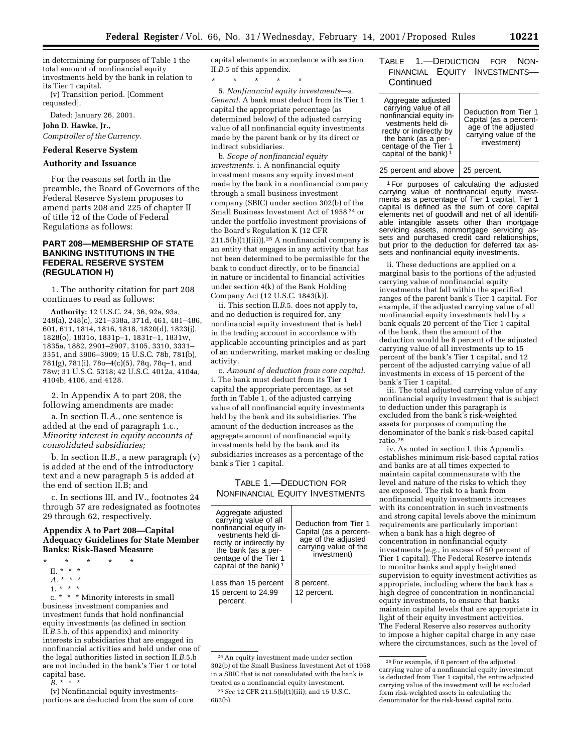in determining for purposes of Table 1 the total amount of nonfinancial equity investments held by the bank in relation to its Tier 1 capital.

(v) Transition period. [Comment requested].

Dated: January 26, 2001.

**John D. Hawke, Jr.,**

*Comptroller of the Currency.*

## Federal Reserve System

## Authority and Issuance

For the reasons set forth in the preamble, the Board of Governors of the Federal Reserve System proposes to amend parts 208 and 225 of chapter II of title 12 of the Code of Federal Regulations as follows:

## PART 208—MEMBERSHIP OF STATE BANKING INSTITUTIONS IN THE FEDERAL RESERVE SYSTEM (REGULATION H)

1. The authority citation for part 208 continues to read as follows:

**Authority:** 12 U.S.C. 24, 36, 92a, 93a, 248(a), 248(c), 321–338a, 371d, 461, 481–486, 601, 611, 1814, 1816, 1818, 1820(d), 1823(j), 1828(o), 1831o, 1831p–1, 1831r–1, 1831w, 1835a, 1882, 2901–2907, 3105, 3310, 3331–3351, and 3906–3909; 15 U.S.C. 78b, 781(b), 781(g), 781(i), 78o–4(c)(5), 78q, 78q–1, and 78w; 31 U.S.C. 5318; 42 U.S.C. 4012a, 4104a, 4104b, 4106, and 4128.

2. In Appendix A to part 208, the following amendments are made:

a. In section II.*A*., one sentence is added at the end of paragraph 1.c., *Minority interest in equity accounts of consolidated subsidiaries;*

b. In section II.*B*., a new paragraph (v) is added at the end of the introductory text and a new paragraph 5 is added at the end of section II.B; and

c. In sections III. and IV., footnotes 24 through 57 are redesignated as footnotes 29 through 62, respectively.

### Appendix A to Part 208—Capital Adequacy Guidelines for State Member Banks: Risk-Based Measure

\* \* \* \* \*

II. \* \* \*

*A*. \* \* \*

1. \* \* \*

c. \* \* \* Minority interests in small business investment companies and investment funds that hold nonfinancial equity investments (as defined in section II.*B*.5.b. of this appendix) and minority interests in subsidiaries that are engaged in nonfinancial activities and held under one of the legal authorities listed in section II.*B*.5.b are not included in the bank's Tier 1 or total capital base.

*B*. \* \* \*

(v) Nonfinancial equity investments-portions are deducted from the sum of core capital elements in accordance with section II.*B*.5 of this appendix.

\* \* \* \* \*

5. *Nonfinancial equity investments*—a. *General.* A bank must deduct from its Tier 1 capital the appropriate percentage (as determined below) of the adjusted carrying value of all nonfinancial equity investments made by the parent bank or by its direct or indirect subsidiaries.

b. *Scope of nonfinancial equity investments.* i. A nonfinancial equity investment means any equity investment made by the bank in a nonfinancial company through a small business investment company (SBIC) under section 302(b) of the Small Business Investment Act of 1958 [24] or under the portfolio investment provisions of the Board's Regulation K (12 CFR 211.5(b)(1)(iii)).[25] A nonfinancial company is an entity that engages in any activity that has not been determined to be permissible for the bank to conduct directly, or to be financial in nature or incidental to financial activities under section 4(k) of the Bank Holding Company Act (12 U.S.C. 1843(k)).

ii. This section II.*B*.5. does not apply to, and no deduction is required for, any nonfinancial equity investment that is held in the trading account in accordance with applicable accounting principles and as part of an underwriting, market making or dealing activity.

c. *Amount of deduction from core capital.* i. The bank must deduct from its Tier 1 capital the appropriate percentage, as set forth in Table 1, of the adjusted carrying value of all nonfinancial equity investments held by the bank and its subsidiaries. The amount of the deduction increases as the aggregate amount of nonfinancial equity investments held by the bank and its subsidiaries increases as a percentage of the bank's Tier 1 capital.

TABLE 1.—DEDUCTION FOR NONFINANCIAL EQUITY INVESTMENTS

| Aggregate adjusted carrying value of all nonfinancial equity investments held directly or indirectly by the bank (as a percentage of the Tier 1 capital of the bank) [1] | Deduction from Tier 1 Capital (as a percentage of the adjusted carrying value of the investment) |
|---|---|
| Less than 15 percent | 8 percent. |
| 15 percent to 24.99 percent. | 12 percent. |
| 25 percent and above | 25 percent. |

[1] For purposes of calculating the adjusted carrying value of nonfinancial equity investments as a percentage of Tier 1 capital, Tier 1 capital is defined as the sum of core capital elements net of goodwill and net of all identifiable intangible assets other than mortgage servicing assets, nonmortgage servicing assets and purchased credit card relationships, but prior to the deduction for deferred tax assets and nonfinancial equity investments.

ii. These deductions are applied on a marginal basis to the portions of the adjusted carrying value of nonfinancial equity investments that fall within the specified ranges of the parent bank's Tier 1 capital. For example, if the adjusted carrying value of all nonfinancial equity investments held by a bank equals 20 percent of the Tier 1 capital of the bank, then the amount of the deduction would be 8 percent of the adjusted carrying value of all investments up to 15 percent of the bank's Tier 1 capital, and 12 percent of the adjusted carrying value of all investments in excess of 15 percent of the bank's Tier 1 capital.

iii. The total adjusted carrying value of any nonfinancial equity investment that is subject to deduction under this paragraph is excluded from the bank's risk-weighted assets for purposes of computing the denominator of the bank's risk-based capital ratio.[26]

iv. As noted in section I, this Appendix establishes minimum risk-based capital ratios and banks are at all times expected to maintain capital commensurate with the level and nature of the risks to which they are exposed. The risk to a bank from nonfinancial equity investments increases with its concentration in such investments and strong capital levels above the minimum requirements are particularly important when a bank has a high degree of concentration in nonfinancial equity investments (*e.g.*, in excess of 50 percent of Tier 1 capital). The Federal Reserve intends to monitor banks and apply heightened supervision to equity investment activities as appropriate, including where the bank has a high degree of concentration in nonfinancial equity investments, to ensure that banks maintain capital levels that are appropriate in light of their equity investment activities. The Federal Reserve also reserves authority to impose a higher capital charge in any case where the circumstances, such as the level of

---

[24] An equity investment made under section 302(b) of the Small Business Investment Act of 1958 in a SBIC that is not consolidated with the bank is treated as a nonfinancial equity investment.

[25] *See* 12 CFR 211.5(b)(1)(iii); and 15 U.S.C. 682(b).

[26] For example, if 8 percent of the adjusted carrying value of a nonfinancial equity investment is deducted from Tier 1 capital, the entire adjusted carrying value of the investment will be excluded form risk-weighted assets in calculating the denominator for the risk-based capital ratio.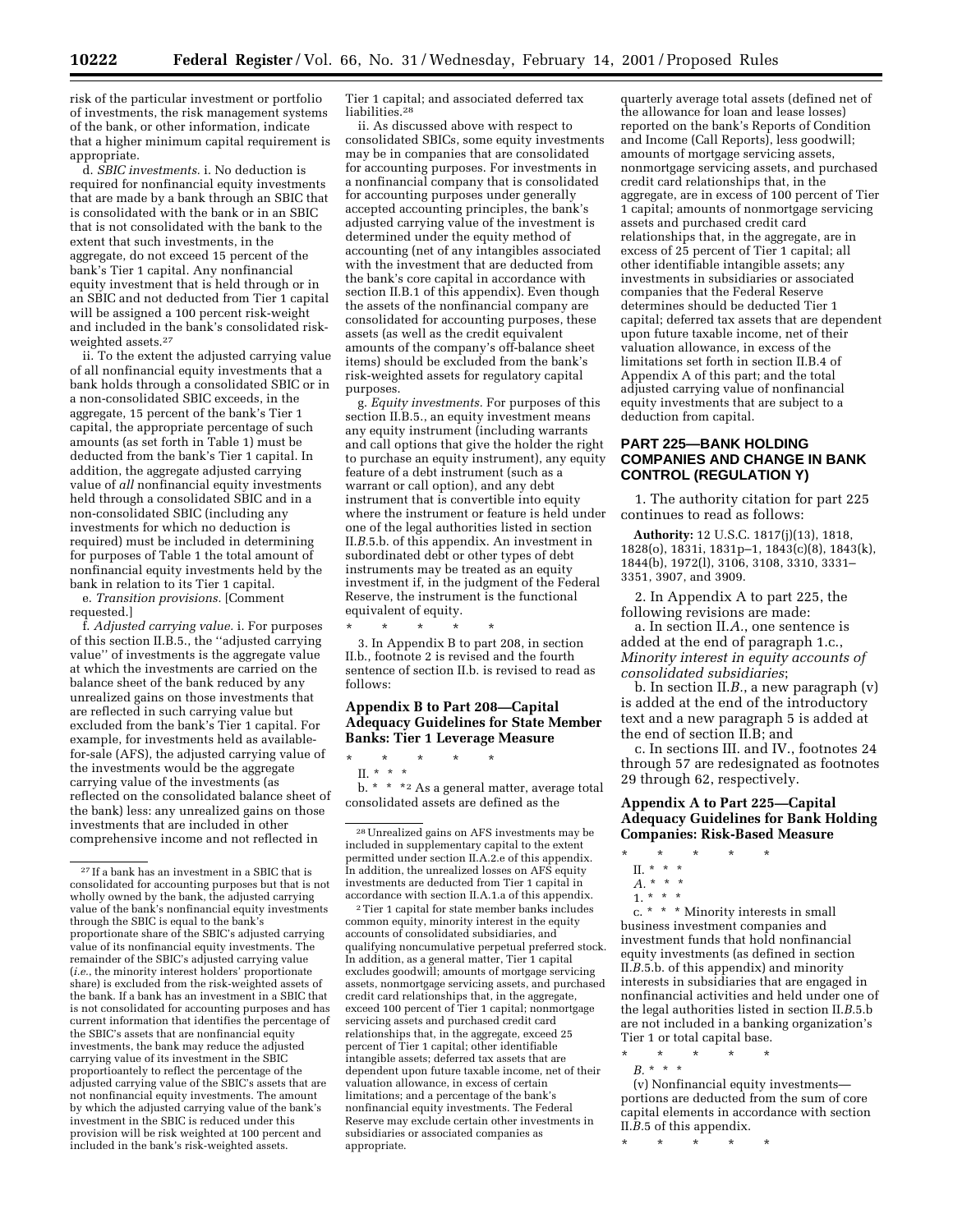risk of the particular investment or portfolio of investments, the risk management systems of the bank, or other information, indicate that a higher minimum capital requirement is appropriate.

d. *SBIC investments.* i. No deduction is required for nonfinancial equity investments that are made by a bank through an SBIC that is consolidated with the bank or in an SBIC that is not consolidated with the bank to the extent that such investments, in the aggregate, do not exceed 15 percent of the bank's Tier 1 capital. Any nonfinancial equity investment that is held through or in an SBIC and not deducted from Tier 1 capital will be assigned a 100 percent risk-weight and included in the bank's consolidated risk-weighted assets.[27]

ii. To the extent the adjusted carrying value of all nonfinancial equity investments that a bank holds through a consolidated SBIC or in a non-consolidated SBIC exceeds, in the aggregate, 15 percent of the bank's Tier 1 capital, the appropriate percentage of such amounts (as set forth in Table 1) must be deducted from the bank's Tier 1 capital. In addition, the aggregate adjusted carrying value of *all* nonfinancial equity investments held through a consolidated SBIC and in a non-consolidated SBIC (including any investments for which no deduction is required) must be included in determining for purposes of Table 1 the total amount of nonfinancial equity investments held by the bank in relation to its Tier 1 capital.

e. *Transition provisions.* [Comment requested.]

f. *Adjusted carrying value.* i. For purposes of this section II.B.5., the "adjusted carrying value" of investments is the aggregate value at which the investments are carried on the balance sheet of the bank reduced by any unrealized gains on those investments that are reflected in such carrying value but excluded from the bank's Tier 1 capital. For example, for investments held as available-for-sale (AFS), the adjusted carrying value of the investments would be the aggregate carrying value of the investments (as reflected on the consolidated balance sheet of the bank) less: any unrealized gains on those investments that are included in other comprehensive income and not reflected in Tier 1 capital; and associated deferred tax liabilities.[28]

ii. As discussed above with respect to consolidated SBICs, some equity investments may be in companies that are consolidated for accounting purposes. For investments in a nonfinancial company that is consolidated for accounting purposes under generally accepted accounting principles, the bank's adjusted carrying value of the investment is determined under the equity method of accounting (net of any intangibles associated with the investment that are deducted from the bank's core capital in accordance with section II.B.1 of this appendix). Even though the assets of the nonfinancial company are consolidated for accounting purposes, these assets (as well as the credit equivalent amounts of the company's off-balance sheet items) should be excluded from the bank's risk-weighted assets for regulatory capital purposes.

g. *Equity investments.* For purposes of this section II.B.5., an equity investment means any equity instrument (including warrants and call options that give the holder the right to purchase an equity instrument), any equity feature of a debt instrument (such as a warrant or call option), and any debt instrument that is convertible into equity where the instrument or feature is held under one of the legal authorities listed in section II.*B*.5.b. of this appendix. An investment in subordinated debt or other types of debt instruments may be treated as an equity investment if, in the judgment of the Federal Reserve, the instrument is the functional equivalent of equity.

\* \* \* \* \*

3. In Appendix B to part 208, in section II.b., footnote 2 is revised and the fourth sentence of section II.b. is revised to read as follows:

## Appendix B to Part 208—Capital Adequacy Guidelines for State Member Banks: Tier 1 Leverage Measure

\* \* \* \* \*

II. \* \* \*

b. \* \* \*[2] As a general matter, average total consolidated assets are defined as the quarterly average total assets (defined net of the allowance for loan and lease losses) reported on the bank's Reports of Condition and Income (Call Reports), less goodwill; amounts of mortgage servicing assets, nonmortgage servicing assets, and purchased credit card relationships that, in the aggregate, are in excess of 100 percent of Tier 1 capital; amounts of nonmortgage servicing assets and purchased credit card relationships that, in the aggregate, are in excess of 25 percent of Tier 1 capital; all other identifiable intangible assets; any investments in subsidiaries or associated companies that the Federal Reserve determines should be deducted Tier 1 capital; deferred tax assets that are dependent upon future taxable income, net of their valuation allowance, in excess of the limitations set forth in section II.B.4 of Appendix A of this part; and the total adjusted carrying value of nonfinancial equity investments that are subject to a deduction from capital.

## PART 225—BANK HOLDING COMPANIES AND CHANGE IN BANK CONTROL (REGULATION Y)

1. The authority citation for part 225 continues to read as follows:

**Authority:** 12 U.S.C. 1817(j)(13), 1818, 1828(o), 1831i, 1831p–1, 1843(c)(8), 1843(k), 1844(b), 1972(l), 3106, 3108, 3310, 3331–3351, 3907, and 3909.

2. In Appendix A to part 225, the following revisions are made:

a. In section II.*A*., one sentence is added at the end of paragraph 1.c., *Minority interest in equity accounts of consolidated subsidiaries*;

b. In section II.*B*., a new paragraph (v) is added at the end of the introductory text and a new paragraph 5 is added at the end of section II.B; and

c. In sections III. and IV., footnotes 24 through 57 are redesignated as footnotes 29 through 62, respectively.

## Appendix A to Part 225—Capital Adequacy Guidelines for Bank Holding Companies: Risk-Based Measure

\* \* \* \* \*

II. \* \* \*

*A*. \* \* \*

1. \* \* \*

c. \* \* \* Minority interests in small business investment companies and investment funds that hold nonfinancial equity investments (as defined in section II.*B*.5.b. of this appendix) and minority interests in subsidiaries that are engaged in nonfinancial activities and held under one of the legal authorities listed in section II.*B*.5.b are not included in a banking organization's Tier 1 or total capital base.

\* \* \* \* \*

*B*. \* \* \*

(v) Nonfinancial equity investments—portions are deducted from the sum of core capital elements in accordance with section II.*B*.5 of this appendix.

\* \* \* \* \*

---

[27] If a bank has an investment in a SBIC that is consolidated for accounting purposes but that is not wholly owned by the bank, the adjusted carrying value of the bank's nonfinancial equity investments through the SBIC is equal to the bank's proportionate share of the SBIC's adjusted carrying value of its nonfinancial equity investments. The remainder of the SBIC's adjusted carrying value (*i.e.*, the minority interest holders' proportionate share) is excluded from the risk-weighted assets of the bank. If a bank has an investment in a SBIC that is not consolidated for accounting purposes and has current information that identifies the percentage of the SBIC's assets that are nonfinancial equity investments, the bank may reduce the adjusted carrying value of its investment in the SBIC proportionately to reflect the percentage of the adjusted carrying value of the SBIC's assets that are not nonfinancial equity investments. The amount by which the adjusted carrying value of the bank's investment in the SBIC is reduced under this provision will be risk weighted at 100 percent and included in the bank's risk-weighted assets.

[28] Unrealized gains on AFS investments may be included in supplementary capital to the extent permitted under section II.A.2.e of this appendix. In addition, the unrealized losses on AFS equity investments are deducted from Tier 1 capital in accordance with section II.A.1.a of this appendix.

[2] Tier 1 capital for state member banks includes common equity, minority interest in the equity accounts of consolidated subsidiaries, and qualifying noncumulative perpetual preferred stock. In addition, as a general matter, Tier 1 capital excludes goodwill; amounts of mortgage servicing assets, nonmortgage servicing assets, and purchased credit card relationships that, in the aggregate, exceed 100 percent of Tier 1 capital; nonmortgage servicing assets and purchased credit card relationships that, in the aggregate, exceed 25 percent of Tier 1 capital; other identifiable intangible assets; deferred tax assets that are dependent upon future taxable income, net of their valuation allowance, in excess of certain limitations; and a percentage of the bank's nonfinancial equity investments. The Federal Reserve may exclude certain other investments in subsidiaries or associated companies as appropriate.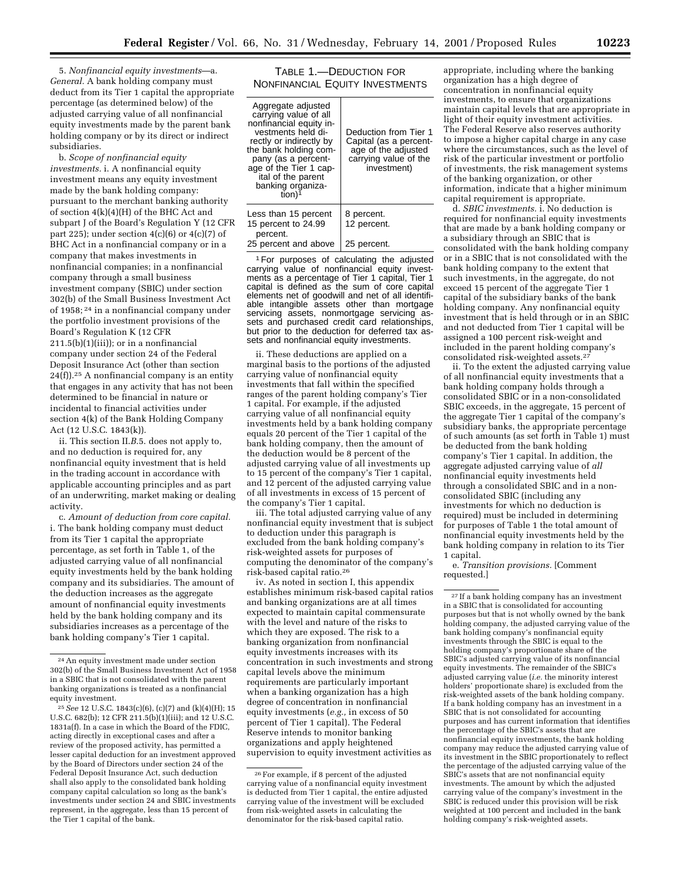5. *Nonfinancial equity investments*—a. *General.* A bank holding company must deduct from its Tier 1 capital the appropriate percentage (as determined below) of the adjusted carrying value of all nonfinancial equity investments made by the parent bank holding company or by its direct or indirect subsidiaries.

b. *Scope of nonfinancial equity investments.* i. A nonfinancial equity investment means any equity investment made by the bank holding company: pursuant to the merchant banking authority of section 4(k)(4)(H) of the BHC Act and subpart J of the Board's Regulation Y (12 CFR part 225); under section 4(c)(6) or 4(c)(7) of BHC Act in a nonfinancial company or in a company that makes investments in nonfinancial companies; in a nonfinancial company through a small business investment company (SBIC) under section 302(b) of the Small Business Investment Act of 1958; [24] in a nonfinancial company under the portfolio investment provisions of the Board's Regulation K (12 CFR 211.5(b)(1)(iii)); or in a nonfinancial company under section 24 of the Federal Deposit Insurance Act (other than section 24(f)).[25] A nonfinancial company is an entity that engages in any activity that has not been determined to be financial in nature or incidental to financial activities under section 4(k) of the Bank Holding Company Act (12 U.S.C. 1843(k)).

ii. This section II.*B*.5. does not apply to, and no deduction is required for, any nonfinancial equity investment that is held in the trading account in accordance with applicable accounting principles and as part of an underwriting, market making or dealing activity.

c. *Amount of deduction from core capital.* i. The bank holding company must deduct from its Tier 1 capital the appropriate percentage, as set forth in Table 1, of the adjusted carrying value of all nonfinancial equity investments held by the bank holding company and its subsidiaries. The amount of the deduction increases as the aggregate amount of nonfinancial equity investments held by the bank holding company and its subsidiaries increases as a percentage of the bank holding company's Tier 1 capital.

TABLE 1.—DEDUCTION FOR NONFINANCIAL EQUITY INVESTMENTS

| Aggregate adjusted carrying value of all nonfinancial equity investments held directly or indirectly by the bank holding company (as a percentage of the Tier 1 capital of the parent banking organization)[1] | Deduction from Tier 1 Capital (as a percentage of the adjusted carrying value of the investment) |
|---|---|
| Less than 15 percent | 8 percent. |
| 15 percent to 24.99 percent. | 12 percent. |
| 25 percent and above | 25 percent. |

[1] For purposes of calculating the adjusted carrying value of nonfinancial equity investments as a percentage of Tier 1 capital, Tier 1 capital is defined as the sum of core capital elements net of goodwill and net of all identifiable intangible assets other than mortgage servicing assets, nonmortgage servicing assets and purchased credit card relationships, but prior to the deduction for deferred tax assets and nonfinancial equity investments.

ii. These deductions are applied on a marginal basis to the portions of the adjusted carrying value of nonfinancial equity investments that fall within the specified ranges of the parent holding company's Tier 1 capital. For example, if the adjusted carrying value of all nonfinancial equity investments held by a bank holding company equals 20 percent of the Tier 1 capital of the bank holding company, then the amount of the deduction would be 8 percent of the adjusted carrying value of all investments up to 15 percent of the company's Tier 1 capital, and 12 percent of the adjusted carrying value of all investments in excess of 15 percent of the company's Tier 1 capital.

iii. The total adjusted carrying value of any nonfinancial equity investment that is subject to deduction under this paragraph is excluded from the bank holding company's risk-weighted assets for purposes of computing the denominator of the company's risk-based capital ratio.[26]

iv. As noted in section I, this appendix establishes minimum risk-based capital ratios and banking organizations are at all times expected to maintain capital commensurate with the level and nature of the risks to which they are exposed. The risk to a banking organization from nonfinancial equity investments increases with its concentration in such investments and strong capital levels above the minimum requirements are particularly important when a banking organization has a high degree of concentration in nonfinancial equity investments (*e.g.*, in excess of 50 percent of Tier 1 capital). The Federal Reserve intends to monitor banking organizations and apply heightened supervision to equity investment activities as appropriate, including where the banking organization has a high degree of concentration in nonfinancial equity investments, to ensure that organizations maintain capital levels that are appropriate in light of their equity investment activities. The Federal Reserve also reserves authority to impose a higher capital charge in any case where the circumstances, such as the level of risk of the particular investment or portfolio of investments, the risk management systems of the banking organization, or other information, indicate that a higher minimum capital requirement is appropriate.

d. *SBIC investments.* i. No deduction is required for nonfinancial equity investments that are made by a bank holding company or a subsidiary through an SBIC that is consolidated with the bank holding company or in a SBIC that is not consolidated with the bank holding company to the extent that such investments, in the aggregate, do not exceed 15 percent of the aggregate Tier 1 capital of the subsidiary banks of the bank holding company. Any nonfinancial equity investment that is held through or in an SBIC and not deducted from Tier 1 capital will be assigned a 100 percent risk-weight and included in the parent holding company's consolidated risk-weighted assets.[27]

ii. To the extent the adjusted carrying value of all nonfinancial equity investments that a bank holding company holds through a consolidated SBIC or in a non-consolidated SBIC exceeds, in the aggregate, 15 percent of the aggregate Tier 1 capital of the company's subsidiary banks, the appropriate percentage of such amounts (as set forth in Table 1) must be deducted from the bank holding company's Tier 1 capital. In addition, the aggregate adjusted carrying value of *all* nonfinancial equity investments held through a consolidated SBIC and in a non-consolidated SBIC (including any investments for which no deduction is required) must be included in determining for purposes of Table 1 the total amount of nonfinancial equity investments held by the bank holding company in relation to its Tier 1 capital.

e. *Transition provisions.* [Comment requested.]

---

[24] An equity investment made under section 302(b) of the Small Business Investment Act of 1958 in a SBIC that is not consolidated with the parent banking organization is treated as a nonfinancial equity investment.

[25] *See* 12 U.S.C. 1843(c)(6), (c)(7) and (k)(4)(H); 15 U.S.C. 682(b); 12 CFR 211.5(b)(1)(iii); and 12 U.S.C. 1831a(f). In a case in which the Board of the FDIC, acting directly in exceptional cases and after a review of the proposed activity, has permitted a lesser capital deduction for an investment approved by the Board of Directors under section 24 of the Federal Deposit Insurance Act, such deduction shall also apply to the consolidated bank holding company capital calculation so long as the bank's investments under section 24 and SBIC investments represent, in the aggregate, less than 15 percent of the Tier 1 capital of the bank.

[26] For example, if 8 percent of the adjusted carrying value of a nonfinancial equity investment is deducted from Tier 1 capital, the entire adjusted carrying value of the investment will be excluded from risk-weighted assets in calculating the denominator for the risk-based capital ratio.

[27] If a bank holding company has an investment in a SBIC that is consolidated for accounting purposes but that is not wholly owned by the bank holding company, the adjusted carrying value of the bank holding company's nonfinancial equity investments through the SBIC is equal to the holding company's proportionate share of the SBIC's adjusted carrying value of its nonfinancial equity investments. The remainder of the SBIC's adjusted carrying value (*i.e.* the minority interest holders' proportionate share) is excluded from the risk-weighted assets of the bank holding company. If a bank holding company has an investment in a SBIC that is not consolidated for accounting purposes and has current information that identifies the percentage of the SBIC's assets that are nonfinancial equity investments, the bank holding company may reduce the adjusted carrying value of its investment in the SBIC proportionately to reflect the percentage of the adjusted carrying value of the SBIC's assets that are not nonfinancial equity investments. The amount by which the adjusted carrying value of the company's investment in the SBIC is reduced under this provision will be risk weighted at 100 percent and included in the bank holding company's risk-weighted assets.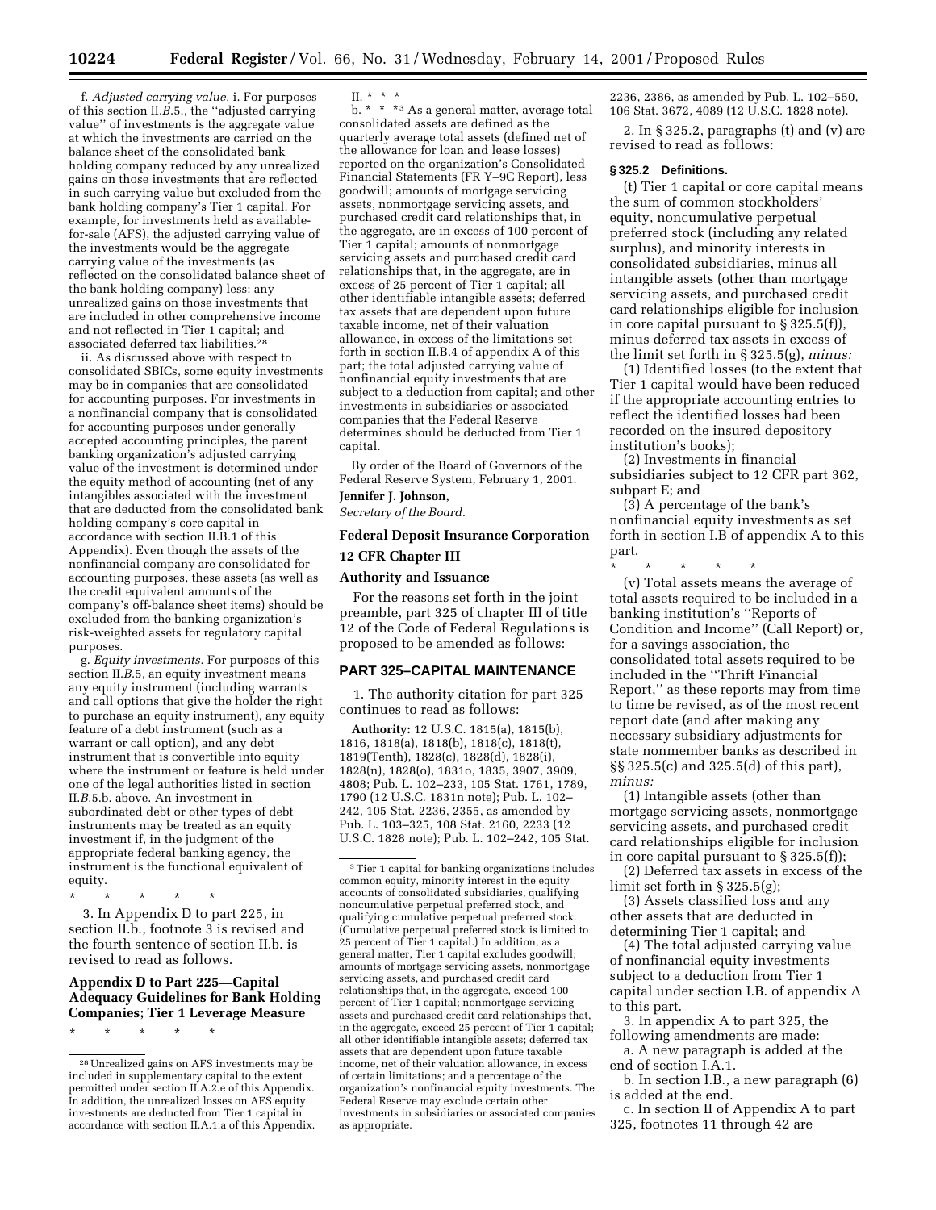f. *Adjusted carrying value.* i. For purposes of this section II.*B*.5., the ''adjusted carrying value'' of investments is the aggregate value at which the investments are carried on the balance sheet of the consolidated bank holding company reduced by any unrealized gains on those investments that are reflected in such carrying value but excluded from the bank holding company's Tier 1 capital. For example, for investments held as available-for-sale (AFS), the adjusted carrying value of the investments would be the aggregate carrying value of the investments (as reflected on the consolidated balance sheet of the bank holding company) less: any unrealized gains on those investments that are included in other comprehensive income and not reflected in Tier 1 capital; and associated deferred tax liabilities.[28]

ii. As discussed above with respect to consolidated SBICs, some equity investments may be in companies that are consolidated for accounting purposes. For investments in a nonfinancial company that is consolidated for accounting purposes under generally accepted accounting principles, the parent banking organization's adjusted carrying value of the investment is determined under the equity method of accounting (net of any intangibles associated with the investment that are deducted from the consolidated bank holding company's core capital in accordance with section II.B.1 of this Appendix). Even though the assets of the nonfinancial company are consolidated for accounting purposes, these assets (as well as the credit equivalent amounts of the company's off-balance sheet items) should be excluded from the banking organization's risk-weighted assets for regulatory capital purposes.

g. *Equity investments.* For purposes of this section II.*B*.5, an equity investment means any equity instrument (including warrants and call options that give the holder the right to purchase an equity instrument), any equity feature of a debt instrument (such as a warrant or call option), and any debt instrument that is convertible into equity where the instrument or feature is held under one of the legal authorities listed in section II.*B*.5.b. above. An investment in subordinated debt or other types of debt instruments may be treated as an equity investment if, in the judgment of the appropriate federal banking agency, the instrument is the functional equivalent of equity.

\* \* \* \* \*

3. In Appendix D to part 225, in section II.b., footnote 3 is revised and the fourth sentence of section II.b. is revised to read as follows.

## Appendix D to Part 225—Capital Adequacy Guidelines for Bank Holding Companies; Tier 1 Leverage Measure

\* \* \* \* \*

II. \* \* \*

b. \* \* \*[3] As a general matter, average total consolidated assets are defined as the quarterly average total assets (defined net of the allowance for loan and lease losses) reported on the organization's Consolidated Financial Statements (FR Y–9C Report), less goodwill; amounts of mortgage servicing assets, nonmortgage servicing assets, and purchased credit card relationships that, in the aggregate, are in excess of 100 percent of Tier 1 capital; amounts of nonmortgage servicing assets and purchased credit card relationships that, in the aggregate, are in excess of 25 percent of Tier 1 capital; all other identifiable intangible assets; deferred tax assets that are dependent upon future taxable income, net of their valuation allowance, in excess of the limitations set forth in section II.B.4 of appendix A of this part; the total adjusted carrying value of nonfinancial equity investments that are subject to a deduction from capital; and other investments in subsidiaries or associated companies that the Federal Reserve determines should be deducted from Tier 1 capital.

By order of the Board of Governors of the Federal Reserve System, February 1, 2001.

**Jennifer J. Johnson,**

*Secretary of the Board.*

## Federal Deposit Insurance Corporation

## 12 CFR Chapter III

### Authority and Issuance

For the reasons set forth in the joint preamble, part 325 of chapter III of title 12 of the Code of Federal Regulations is proposed to be amended as follows:

## PART 325–CAPITAL MAINTENANCE

1. The authority citation for part 325 continues to read as follows:

**Authority:** 12 U.S.C. 1815(a), 1815(b), 1816, 1818(a), 1818(b), 1818(c), 1818(t), 1819(Tenth), 1828(c), 1828(d), 1828(i), 1828(n), 1828(o), 1831o, 1835, 3907, 3909, 4808; Pub. L. 102–233, 105 Stat. 1761, 1789, 1790 (12 U.S.C. 1831n note); Pub. L. 102–242, 105 Stat. 2236, 2355, as amended by Pub. L. 103–325, 108 Stat. 2160, 2233 (12 U.S.C. 1828 note); Pub. L. 102–242, 105 Stat. 2236, 2386, as amended by Pub. L. 102–550, 106 Stat. 3672, 4089 (12 U.S.C. 1828 note).

2. In § 325.2, paragraphs (t) and (v) are revised to read as follows:

### § 325.2 Definitions.

(t) Tier 1 capital or core capital means the sum of common stockholders' equity, noncumulative perpetual preferred stock (including any related surplus), and minority interests in consolidated subsidiaries, minus all intangible assets (other than mortgage servicing assets, and purchased credit card relationships eligible for inclusion in core capital pursuant to § 325.5(f)), minus deferred tax assets in excess of the limit set forth in § 325.5(g), *minus:*

(1) Identified losses (to the extent that Tier 1 capital would have been reduced if the appropriate accounting entries to reflect the identified losses had been recorded on the insured depository institution's books);

(2) Investments in financial subsidiaries subject to 12 CFR part 362, subpart E; and

(3) A percentage of the bank's nonfinancial equity investments as set forth in section I.B of appendix A to this part.

\* \* \* \* \*

(v) Total assets means the average of total assets required to be included in a banking institution's ''Reports of Condition and Income'' (Call Report) or, for a savings association, the consolidated total assets required to be included in the ''Thrift Financial Report,'' as these reports may from time to time be revised, as of the most recent report date (and after making any necessary subsidiary adjustments for state nonmember banks as described in §§ 325.5(c) and 325.5(d) of this part), *minus:*

(1) Intangible assets (other than mortgage servicing assets, nonmortgage servicing assets, and purchased credit card relationships eligible for inclusion in core capital pursuant to § 325.5(f));

(2) Deferred tax assets in excess of the limit set forth in § 325.5(g);

(3) Assets classified loss and any other assets that are deducted in determining Tier 1 capital; and

(4) The total adjusted carrying value of nonfinancial equity investments subject to a deduction from Tier 1 capital under section I.B. of appendix A to this part.

3. In appendix A to part 325, the following amendments are made:

a. A new paragraph is added at the end of section I.A.1.

b. In section I.B., a new paragraph (6) is added at the end.

c. In section II of Appendix A to part 325, footnotes 11 through 42 are

---

[28] Unrealized gains on AFS investments may be included in supplementary capital to the extent permitted under section II.A.2.e of this Appendix. In addition, the unrealized losses on AFS equity investments are deducted from Tier 1 capital in accordance with section II.A.1.a of this Appendix.

[3] Tier 1 capital for banking organizations includes common equity, minority interest in the equity accounts of consolidated subsidiaries, qualifying noncumulative perpetual preferred stock, and qualifying cumulative perpetual preferred stock. (Cumulative perpetual preferred stock is limited to 25 percent of Tier 1 capital.) In addition, as a general matter, Tier 1 capital excludes goodwill; amounts of mortgage servicing assets, nonmortgage servicing assets, and purchased credit card relationships that, in the aggregate, exceed 100 percent of Tier 1 capital; nonmortgage servicing assets and purchased credit card relationships that, in the aggregate, exceed 25 percent of Tier 1 capital; all other identifiable intangible assets; deferred tax assets that are dependent upon future taxable income, net of their valuation allowance, in excess of certain limitations; and a percentage of the organization's nonfinancial equity investments. The Federal Reserve may exclude certain other investments in subsidiaries or associated companies as appropriate.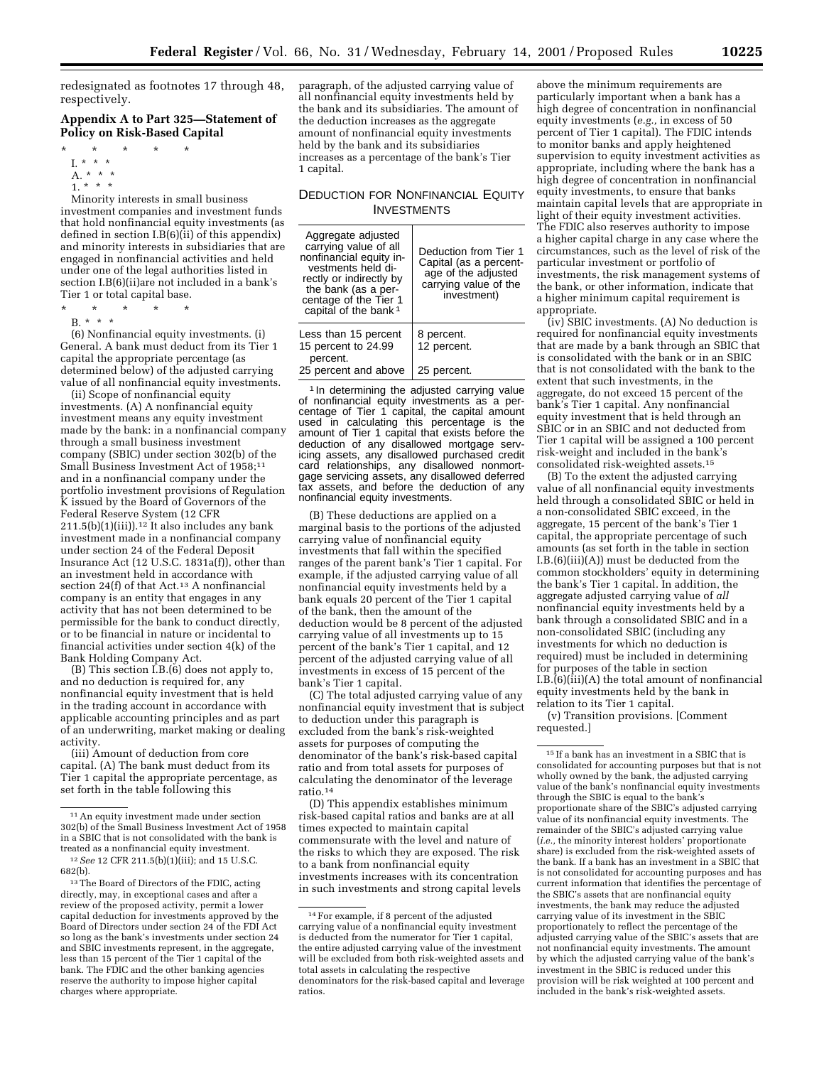redesignated as footnotes 17 through 48, respectively.

## Appendix A to Part 325—Statement of Policy on Risk-Based Capital

\* \* \* \* \*

I. \* \* \*

A. \* \* \*

1. \* \* \*

Minority interests in small business investment companies and investment funds that hold nonfinancial equity investments (as defined in section I.B(6)(ii) of this appendix) and minority interests in subsidiaries that are engaged in nonfinancial activities and held under one of the legal authorities listed in section I.B(6)(ii)are not included in a bank's Tier 1 or total capital base.

\* \* \* \* \*

B. \* \* \*

(6) Nonfinancial equity investments. (i) General. A bank must deduct from its Tier 1 capital the appropriate percentage (as determined below) of the adjusted carrying value of all nonfinancial equity investments.

(ii) Scope of nonfinancial equity investments. (A) A nonfinancial equity investment means any equity investment made by the bank: in a nonfinancial company through a small business investment company (SBIC) under section 302(b) of the Small Business Investment Act of 1958;[11] and in a nonfinancial company under the portfolio investment provisions of Regulation K issued by the Board of Governors of the Federal Reserve System (12 CFR 211.5(b)(1)(iii)).[12] It also includes any bank investment made in a nonfinancial company under section 24 of the Federal Deposit Insurance Act (12 U.S.C. 1831a(f)), other than an investment held in accordance with section 24(f) of that Act.[13] A nonfinancial company is an entity that engages in any activity that has not been determined to be permissible for the bank to conduct directly, or to be financial in nature or incidental to financial activities under section 4(k) of the Bank Holding Company Act.

(B) This section I.B.(6) does not apply to, and no deduction is required for, any nonfinancial equity investment that is held in the trading account in accordance with applicable accounting principles and as part of an underwriting, market making or dealing activity.

(iii) Amount of deduction from core capital. (A) The bank must deduct from its Tier 1 capital the appropriate percentage, as set forth in the table following this paragraph, of the adjusted carrying value of all nonfinancial equity investments held by the bank and its subsidiaries. The amount of the deduction increases as the aggregate amount of nonfinancial equity investments held by the bank and its subsidiaries increases as a percentage of the bank's Tier 1 capital.

DEDUCTION FOR NONFINANCIAL EQUITY INVESTMENTS

| Aggregate adjusted carrying value of all nonfinancial equity investments held directly or indirectly by the bank (as a percentage of the Tier 1 capital of the bank [1] | Deduction from Tier 1 Capital (as a percentage of the adjusted carrying value of the investment) |
|---|---|
| Less than 15 percent | 8 percent. |
| 15 percent to 24.99 percent. | 12 percent. |
| 25 percent and above | 25 percent. |

[1] In determining the adjusted carrying value of nonfinancial equity investments as a percentage of Tier 1 capital, the capital amount used in calculating this percentage is the amount of Tier 1 capital that exists before the deduction of any disallowed mortgage servicing assets, any disallowed purchased credit card relationships, any disallowed nonmortgage servicing assets, any disallowed deferred tax assets, and before the deduction of any nonfinancial equity investments.

(B) These deductions are applied on a marginal basis to the portions of the adjusted carrying value of nonfinancial equity investments that fall within the specified ranges of the parent bank's Tier 1 capital. For example, if the adjusted carrying value of all nonfinancial equity investments held by a bank equals 20 percent of the Tier 1 capital of the bank, then the amount of the deduction would be 8 percent of the adjusted carrying value of all investments up to 15 percent of the bank's Tier 1 capital, and 12 percent of the adjusted carrying value of all investments in excess of 15 percent of the bank's Tier 1 capital.

(C) The total adjusted carrying value of any nonfinancial equity investment that is subject to deduction under this paragraph is excluded from the bank's risk-weighted assets for purposes of computing the denominator of the bank's risk-based capital ratio and from total assets for purposes of calculating the denominator of the leverage ratio.[14]

(D) This appendix establishes minimum risk-based capital ratios and banks are at all times expected to maintain capital commensurate with the level and nature of the risks to which they are exposed. The risk to a bank from nonfinancial equity investments increases with its concentration in such investments and strong capital levels above the minimum requirements are particularly important when a bank has a high degree of concentration in nonfinancial equity investments (*e.g.,* in excess of 50 percent of Tier 1 capital). The FDIC intends to monitor banks and apply heightened supervision to equity investment activities as appropriate, including where the bank has a high degree of concentration in nonfinancial equity investments, to ensure that banks maintain capital levels that are appropriate in light of their equity investment activities. The FDIC also reserves authority to impose a higher capital charge in any case where the circumstances, such as the level of risk of the particular investment or portfolio of investments, the risk management systems of the bank, or other information, indicate that a higher minimum capital requirement is appropriate.

(iv) SBIC investments. (A) No deduction is required for nonfinancial equity investments that are made by a bank through an SBIC that is consolidated with the bank or in an SBIC that is not consolidated with the bank to the extent that such investments, in the aggregate, do not exceed 15 percent of the bank's Tier 1 capital. Any nonfinancial equity investment that is held through an SBIC or in an SBIC and not deducted from Tier 1 capital will be assigned a 100 percent risk-weight and included in the bank's consolidated risk-weighted assets.[15]

(B) To the extent the adjusted carrying value of all nonfinancial equity investments held through a consolidated SBIC or held in a non-consolidated SBIC exceed, in the aggregate, 15 percent of the bank's Tier 1 capital, the appropriate percentage of such amounts (as set forth in the table in section I.B.(6)(iii)(A)) must be deducted from the common stockholders' equity in determining the bank's Tier 1 capital. In addition, the aggregate adjusted carrying value of *all* nonfinancial equity investments held by a bank through a consolidated SBIC and in a non-consolidated SBIC (including any investments for which no deduction is required) must be included in determining for purposes of the table in section I.B.(6)(iii)(A) the total amount of nonfinancial equity investments held by the bank in relation to its Tier 1 capital.

(v) Transition provisions. [Comment requested.]

---

[11] An equity investment made under section 302(b) of the Small Business Investment Act of 1958 in a SBIC that is not consolidated with the bank is treated as a nonfinancial equity investment.

[12] *See* 12 CFR 211.5(b)(1)(iii); and 15 U.S.C. 682(b).

[13] The Board of Directors of the FDIC, acting directly, may, in exceptional cases and after a review of the proposed activity, permit a lower capital deduction for investments approved by the Board of Directors under section 24 of the FDI Act so long as the bank's investments under section 24 and SBIC investments represent, in the aggregate, less than 15 percent of the Tier 1 capital of the bank. The FDIC and the other banking agencies reserve the authority to impose higher capital charges where appropriate.

[14] For example, if 8 percent of the adjusted carrying value of a nonfinancial equity investment is deducted from the numerator for Tier 1 capital, the entire adjusted carrying value of the investment will be excluded from both risk-weighted assets and total assets in calculating the respective denominators for the risk-based capital and leverage ratios.

[15] If a bank has an investment in a SBIC that is consolidated for accounting purposes but that is not wholly owned by the bank, the adjusted carrying value of the bank's nonfinancial equity investments through the SBIC is equal to the bank's proportionate share of the SBIC's adjusted carrying value of its nonfinancial equity investments. The remainder of the SBIC's adjusted carrying value (*i.e.,* the minority interest holders' proportionate share) is excluded from the risk-weighted assets of the bank. If a bank has an investment in a SBIC that is not consolidated for accounting purposes and has current information that identifies the percentage of the SBIC's assets that are nonfinancial equity investments, the bank may reduce the adjusted carrying value of its investment in the SBIC proportionately to reflect the percentage of the adjusted carrying value of the SBIC's assets that are not nonfinancial equity investments. The amount by which the adjusted carrying value of the bank's investment in the SBIC is reduced under this provision will be risk weighted at 100 percent and included in the bank's risk-weighted assets.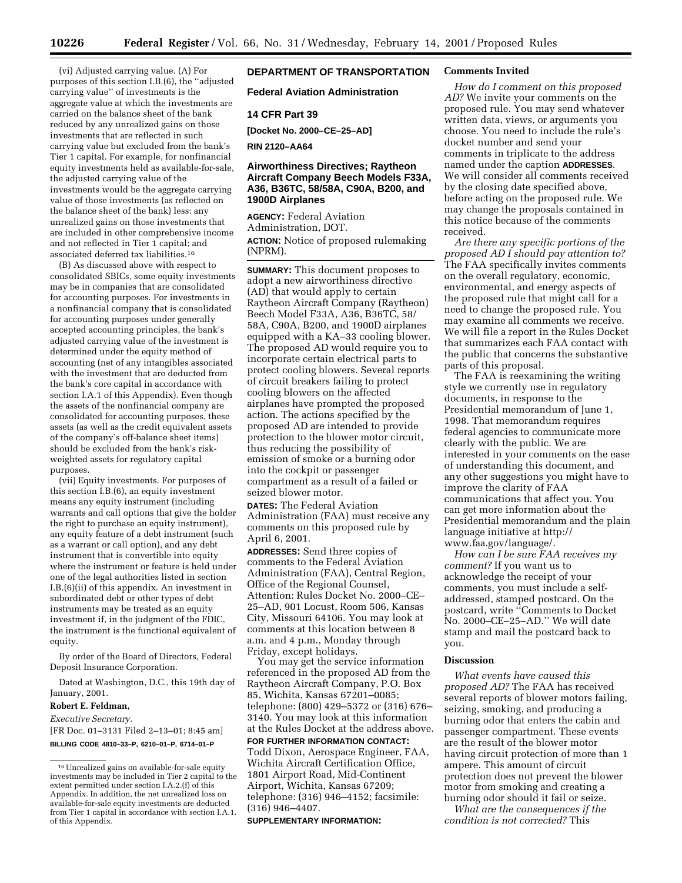(vi) Adjusted carrying value. (A) For purposes of this section I.B.(6), the ''adjusted carrying value'' of investments is the aggregate value at which the investments are carried on the balance sheet of the bank reduced by any unrealized gains on those investments that are reflected in such carrying value but excluded from the bank's Tier 1 capital. For example, for nonfinancial equity investments held as available-for-sale, the adjusted carrying value of the investments would be the aggregate carrying value of those investments (as reflected on the balance sheet of the bank) less: any unrealized gains on those investments that are included in other comprehensive income and not reflected in Tier 1 capital; and associated deferred tax liabilities.[16]

(B) As discussed above with respect to consolidated SBICs, some equity investments may be in companies that are consolidated for accounting purposes. For investments in a nonfinancial company that is consolidated for accounting purposes under generally accepted accounting principles, the bank's adjusted carrying value of the investment is determined under the equity method of accounting (net of any intangibles associated with the investment that are deducted from the bank's core capital in accordance with section I.A.1 of this Appendix). Even though the assets of the nonfinancial company are consolidated for accounting purposes, these assets (as well as the credit equivalent assets of the company's off-balance sheet items) should be excluded from the bank's risk-weighted assets for regulatory capital purposes.

(vii) Equity investments. For purposes of this section I.B.(6), an equity investment means any equity instrument (including warrants and call options that give the holder the right to purchase an equity instrument), any equity feature of a debt instrument (such as a warrant or call option), and any debt instrument that is convertible into equity where the instrument or feature is held under one of the legal authorities listed in section I.B.(6)(ii) of this appendix. An investment in subordinated debt or other types of debt instruments may be treated as an equity investment if, in the judgment of the FDIC, the instrument is the functional equivalent of equity.

By order of the Board of Directors, Federal Deposit Insurance Corporation.

Dated at Washington, D.C., this 19th day of January, 2001.

**Robert E. Feldman,**

*Executive Secretary.*

[FR Doc. 01–3131 Filed 2–13–01; 8:45 am]

**BILLING CODE 4810–33–P, 6210–01–P, 6714–01–P**

[16] Unrealized gains on available-for-sale equity investments may be included in Tier 2 capital to the extent permitted under section I.A.2.(f) of this Appendix. In addition, the net unrealized loss on available-for-sale equity investments are deducted from Tier 1 capital in accordance with section I.A.1. of this Appendix.

## DEPARTMENT OF TRANSPORTATION

### Federal Aviation Administration

### 14 CFR Part 39

**[Docket No. 2000–CE–25–AD]**

**RIN 2120–AA64**

### Airworthiness Directives; Raytheon Aircraft Company Beech Models F33A, A36, B36TC, 58/58A, C90A, B200, and 1900D Airplanes

**AGENCY:** Federal Aviation Administration, DOT.

**ACTION:** Notice of proposed rulemaking (NPRM).

**SUMMARY:** This document proposes to adopt a new airworthiness directive (AD) that would apply to certain Raytheon Aircraft Company (Raytheon) Beech Model F33A, A36, B36TC, 58/58A, C90A, B200, and 1900D airplanes equipped with a KA–33 cooling blower. The proposed AD would require you to incorporate certain electrical parts to protect cooling blowers. Several reports of circuit breakers failing to protect cooling blowers on the affected airplanes have prompted the proposed action. The actions specified by the proposed AD are intended to provide protection to the blower motor circuit, thus reducing the possibility of emission of smoke or a burning odor into the cockpit or passenger compartment as a result of a failed or seized blower motor.

**DATES:** The Federal Aviation Administration (FAA) must receive any comments on this proposed rule by April 6, 2001.

**ADDRESSES:** Send three copies of comments to the Federal Aviation Administration (FAA), Central Region, Office of the Regional Counsel, Attention: Rules Docket No. 2000–CE–25–AD, 901 Locust, Room 506, Kansas City, Missouri 64106. You may look at comments at this location between 8 a.m. and 4 p.m., Monday through Friday, except holidays.

You may get the service information referenced in the proposed AD from the Raytheon Aircraft Company, P.O. Box 85, Wichita, Kansas 67201–0085; telephone: (800) 429–5372 or (316) 676–3140. You may look at this information at the Rules Docket at the address above.

**FOR FURTHER INFORMATION CONTACT:** Todd Dixon, Aerospace Engineer, FAA, Wichita Aircraft Certification Office, 1801 Airport Road, Mid-Continent Airport, Wichita, Kansas 67209; telephone: (316) 946–4152; facsimile: (316) 946–4407.

**SUPPLEMENTARY INFORMATION:**

#### Comments Invited

*How do I comment on this proposed AD?* We invite your comments on the proposed rule. You may send whatever written data, views, or arguments you choose. You need to include the rule's docket number and send your comments in triplicate to the address named under the caption **ADDRESSES**. We will consider all comments received by the closing date specified above, before acting on the proposed rule. We may change the proposals contained in this notice because of the comments received.

*Are there any specific portions of the proposed AD I should pay attention to?* The FAA specifically invites comments on the overall regulatory, economic, environmental, and energy aspects of the proposed rule that might call for a need to change the proposed rule. You may examine all comments we receive. We will file a report in the Rules Docket that summarizes each FAA contact with the public that concerns the substantive parts of this proposal.

The FAA is reexamining the writing style we currently use in regulatory documents, in response to the Presidential memorandum of June 1, 1998. That memorandum requires federal agencies to communicate more clearly with the public. We are interested in your comments on the ease of understanding this document, and any other suggestions you might have to improve the clarity of FAA communications that affect you. You can get more information about the Presidential memorandum and the plain language initiative at http://www.faa.gov/language/.

*How can I be sure FAA receives my comment?* If you want us to acknowledge the receipt of your comments, you must include a self-addressed, stamped postcard. On the postcard, write ''Comments to Docket No. 2000–CE–25–AD.'' We will date stamp and mail the postcard back to you.

#### Discussion

*What events have caused this proposed AD?* The FAA has received several reports of blower motors failing, seizing, smoking, and producing a burning odor that enters the cabin and passenger compartment. These events are the result of the blower motor having circuit protection of more than 1 ampere. This amount of circuit protection does not prevent the blower motor from smoking and creating a burning odor should it fail or seize.

*What are the consequences if the condition is not corrected?* This